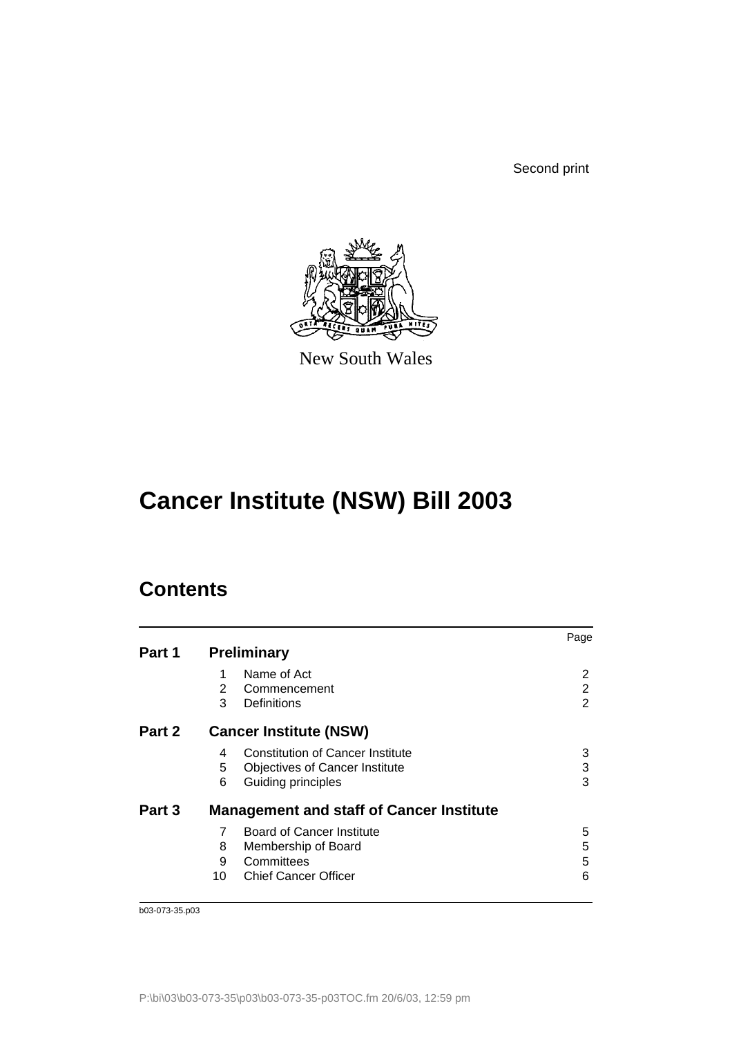Second print

New South Wales

# Cancer Institute (NSW) Bill 2003

## Contents

| | | | Page |
|---|---|---|---|
| **Part 1** | **Preliminary** | | |
| | 1 | Name of Act | 2 |
| | 2 | Commencement | 2 |
| | 3 | Definitions | 2 |
| **Part 2** | **Cancer Institute (NSW)** | | |
| | 4 | Constitution of Cancer Institute | 3 |
| | 5 | Objectives of Cancer Institute | 3 |
| | 6 | Guiding principles | 3 |
| **Part 3** | **Management and staff of Cancer Institute** | | |
| | 7 | Board of Cancer Institute | 5 |
| | 8 | Membership of Board | 5 |
| | 9 | Committees | 5 |
| | 10 | Chief Cancer Officer | 6 |

b03-073-35.p03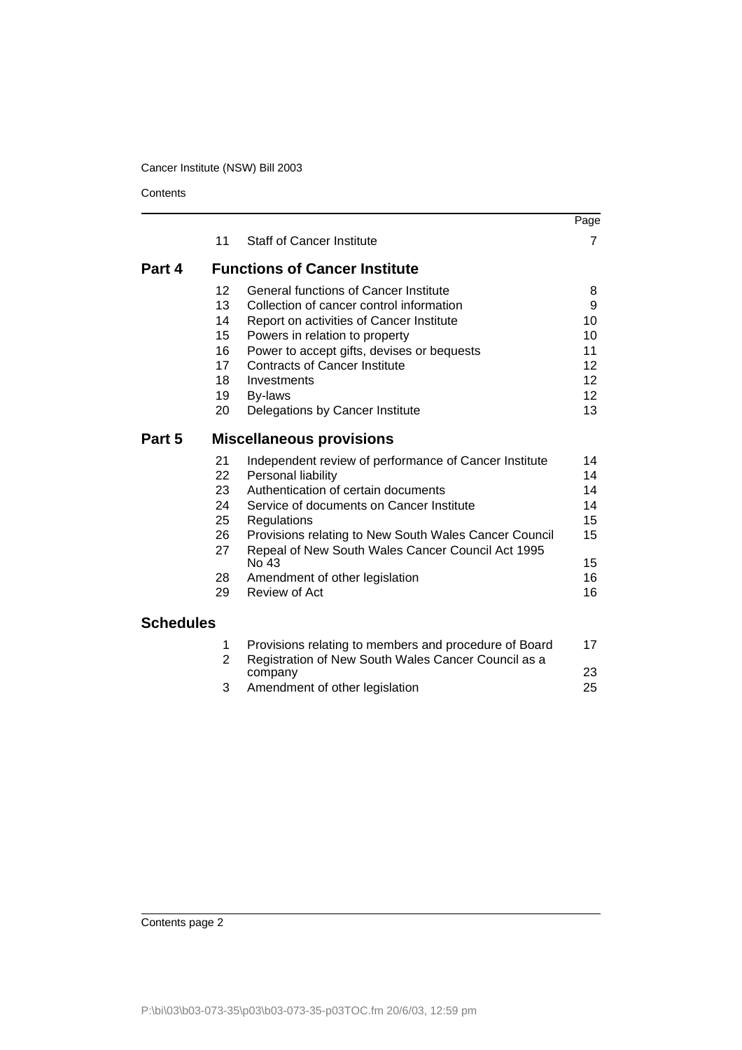| | | | Page |
|---|---|---|---|
| | 11 | Staff of Cancer Institute | 7 |
| **Part 4** | | **Functions of Cancer Institute** | |
| | 12 | General functions of Cancer Institute | 8 |
| | 13 | Collection of cancer control information | 9 |
| | 14 | Report on activities of Cancer Institute | 10 |
| | 15 | Powers in relation to property | 10 |
| | 16 | Power to accept gifts, devises or bequests | 11 |
| | 17 | Contracts of Cancer Institute | 12 |
| | 18 | Investments | 12 |
| | 19 | By-laws | 12 |
| | 20 | Delegations by Cancer Institute | 13 |
| **Part 5** | | **Miscellaneous provisions** | |
| | 21 | Independent review of performance of Cancer Institute | 14 |
| | 22 | Personal liability | 14 |
| | 23 | Authentication of certain documents | 14 |
| | 24 | Service of documents on Cancer Institute | 14 |
| | 25 | Regulations | 15 |
| | 26 | Provisions relating to New South Wales Cancer Council | 15 |
| | 27 | Repeal of New South Wales Cancer Council Act 1995 No 43 | 15 |
| | 28 | Amendment of other legislation | 16 |
| | 29 | Review of Act | 16 |
| **Schedules** | | | |
| | 1 | Provisions relating to members and procedure of Board | 17 |
| | 2 | Registration of New South Wales Cancer Council as a company | 23 |
| | 3 | Amendment of other legislation | 25 |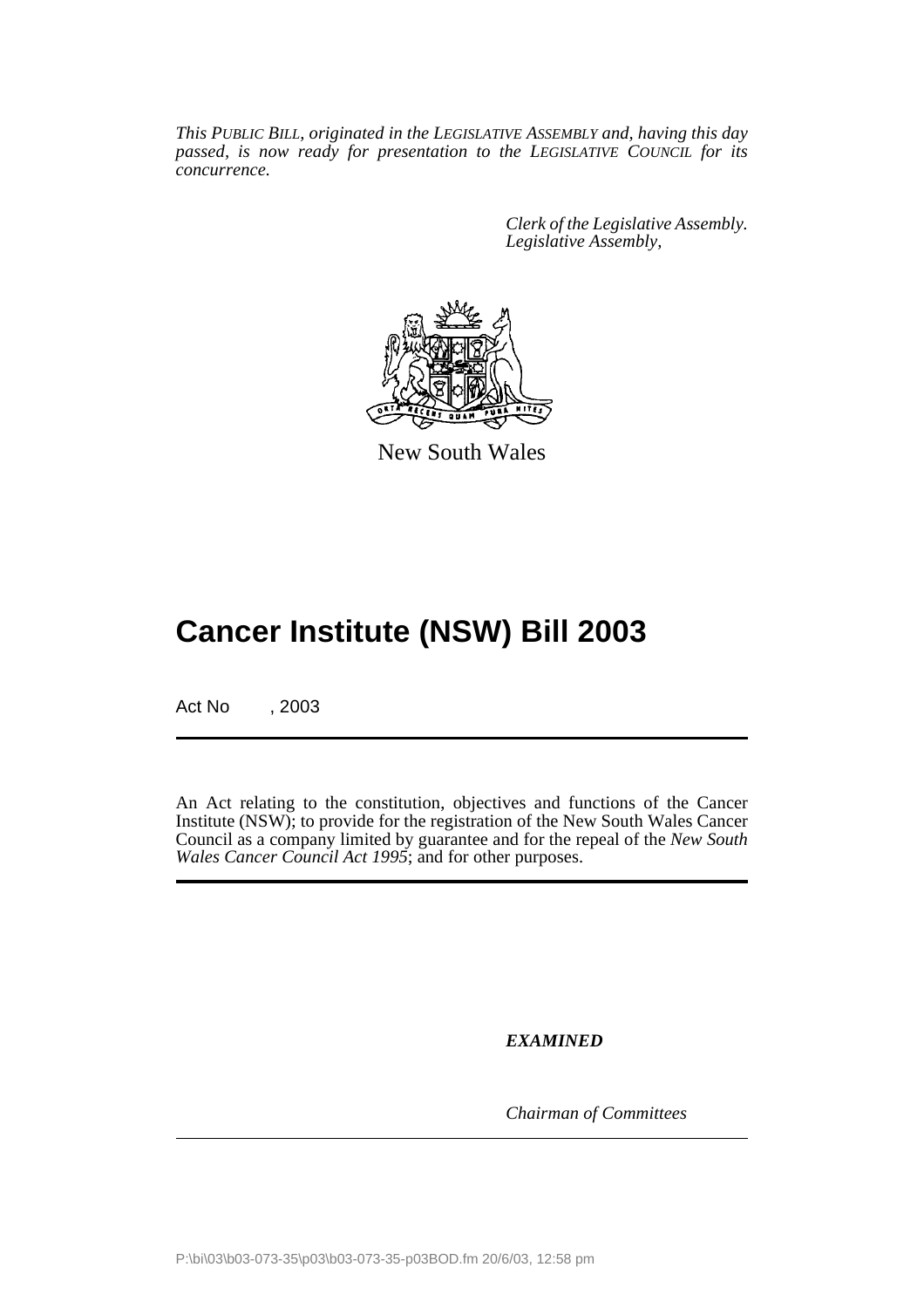*This PUBLIC BILL, originated in the LEGISLATIVE ASSEMBLY and, having this day passed, is now ready for presentation to the LEGISLATIVE COUNCIL for its concurrence.*

*Clerk of the Legislative Assembly.*
*Legislative Assembly,*

New South Wales

# Cancer Institute (NSW) Bill 2003

Act No , 2003

An Act relating to the constitution, objectives and functions of the Cancer Institute (NSW); to provide for the registration of the New South Wales Cancer Council as a company limited by guarantee and for the repeal of the *New South Wales Cancer Council Act 1995*; and for other purposes.

***EXAMINED***

*Chairman of Committees*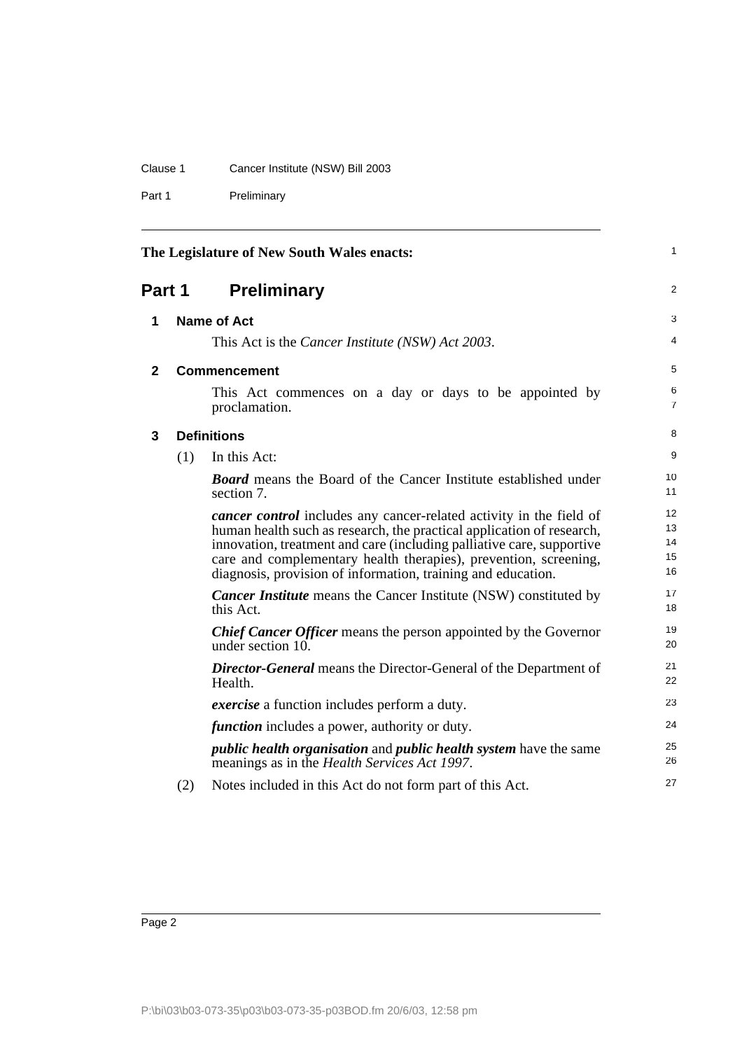The Legislature of New South Wales enacts:

# Part 1 Preliminary

## 1 Name of Act

This Act is the *Cancer Institute (NSW) Act 2003*.

## 2 Commencement

This Act commences on a day or days to be appointed by proclamation.

## 3 Definitions

(1) In this Act:

***Board*** means the Board of the Cancer Institute established under section 7.

***cancer control*** includes any cancer-related activity in the field of human health such as research, the practical application of research, innovation, treatment and care (including palliative care, supportive care and complementary health therapies), prevention, screening, diagnosis, provision of information, training and education.

***Cancer Institute*** means the Cancer Institute (NSW) constituted by this Act.

***Chief Cancer Officer*** means the person appointed by the Governor under section 10.

***Director-General*** means the Director-General of the Department of Health.

***exercise*** a function includes perform a duty.

***function*** includes a power, authority or duty.

***public health organisation*** and ***public health system*** have the same meanings as in the *Health Services Act 1997*.

(2) Notes included in this Act do not form part of this Act.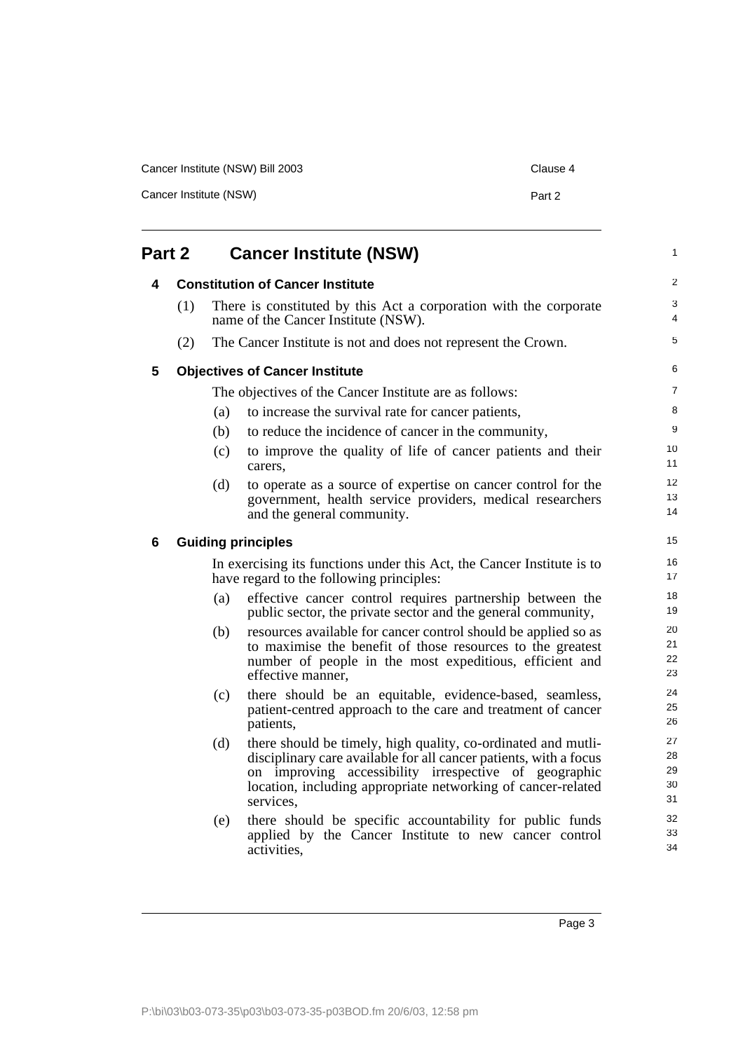## Part 2 Cancer Institute (NSW)

### 4 Constitution of Cancer Institute

(1) There is constituted by this Act a corporation with the corporate name of the Cancer Institute (NSW).

(2) The Cancer Institute is not and does not represent the Crown.

### 5 Objectives of Cancer Institute

The objectives of the Cancer Institute are as follows:

(a) to increase the survival rate for cancer patients,

(b) to reduce the incidence of cancer in the community,

(c) to improve the quality of life of cancer patients and their carers,

(d) to operate as a source of expertise on cancer control for the government, health service providers, medical researchers and the general community.

### 6 Guiding principles

In exercising its functions under this Act, the Cancer Institute is to have regard to the following principles:

(a) effective cancer control requires partnership between the public sector, the private sector and the general community,

(b) resources available for cancer control should be applied so as to maximise the benefit of those resources to the greatest number of people in the most expeditious, efficient and effective manner,

(c) there should be an equitable, evidence-based, seamless, patient-centred approach to the care and treatment of cancer patients,

(d) there should be timely, high quality, co-ordinated and mutli-disciplinary care available for all cancer patients, with a focus on improving accessibility irrespective of geographic location, including appropriate networking of cancer-related services,

(e) there should be specific accountability for public funds applied by the Cancer Institute to new cancer control activities,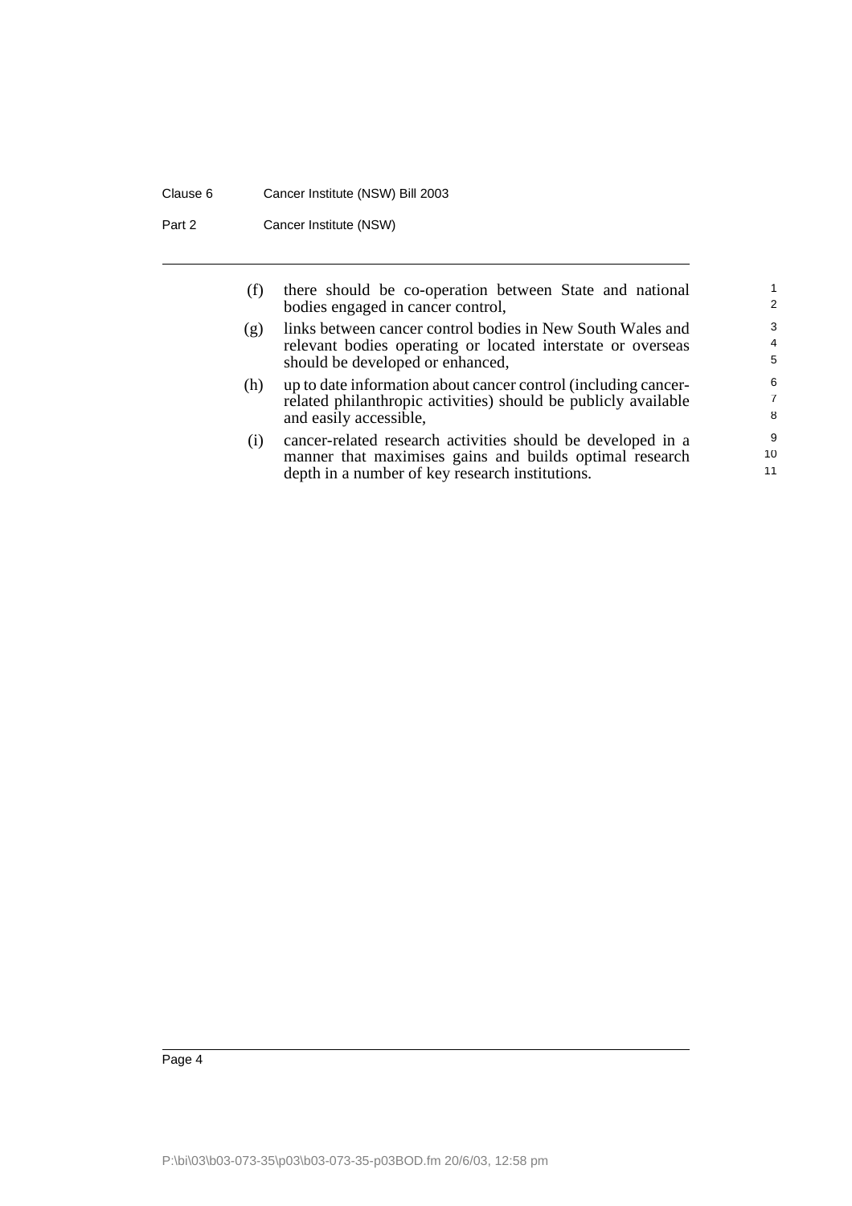(f) there should be co-operation between State and national bodies engaged in cancer control,

(g) links between cancer control bodies in New South Wales and relevant bodies operating or located interstate or overseas should be developed or enhanced,

(h) up to date information about cancer control (including cancer-related philanthropic activities) should be publicly available and easily accessible,

(i) cancer-related research activities should be developed in a manner that maximises gains and builds optimal research depth in a number of key research institutions.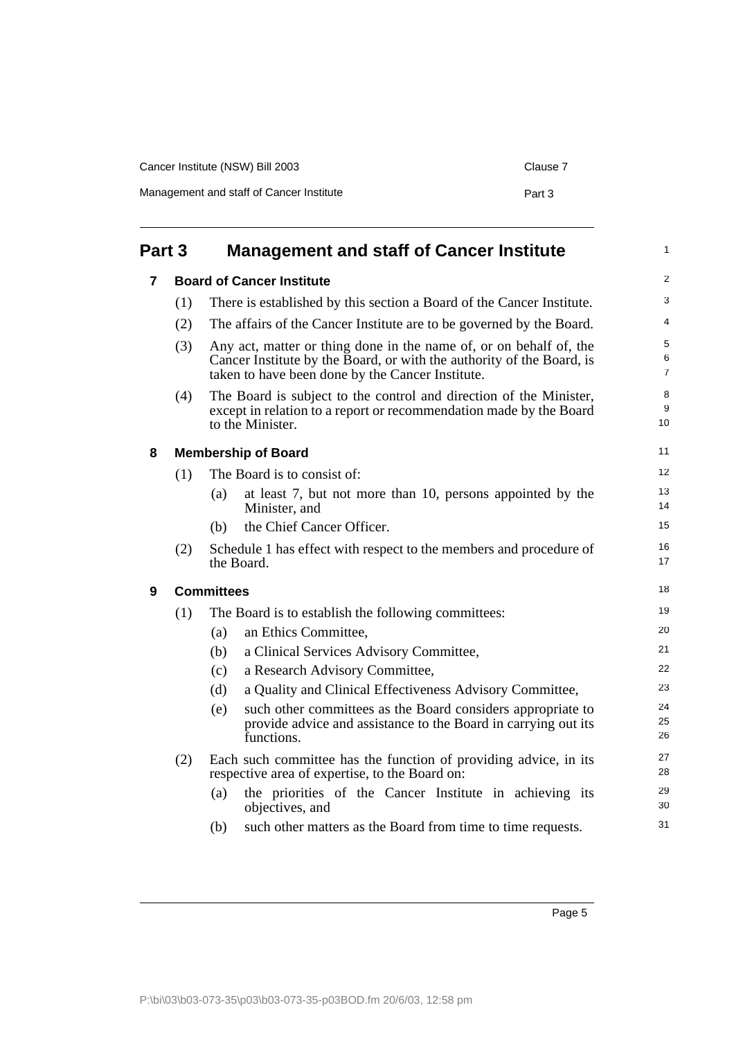## Part 3 Management and staff of Cancer Institute

### 7 Board of Cancer Institute

(1) There is established by this section a Board of the Cancer Institute.

(2) The affairs of the Cancer Institute are to be governed by the Board.

(3) Any act, matter or thing done in the name of, or on behalf of, the Cancer Institute by the Board, or with the authority of the Board, is taken to have been done by the Cancer Institute.

(4) The Board is subject to the control and direction of the Minister, except in relation to a report or recommendation made by the Board to the Minister.

### 8 Membership of Board

(1) The Board is to consist of:

- (a) at least 7, but not more than 10, persons appointed by the Minister, and
- (b) the Chief Cancer Officer.

(2) Schedule 1 has effect with respect to the members and procedure of the Board.

### 9 Committees

(1) The Board is to establish the following committees:

- (a) an Ethics Committee,
- (b) a Clinical Services Advisory Committee,
- (c) a Research Advisory Committee,
- (d) a Quality and Clinical Effectiveness Advisory Committee,
- (e) such other committees as the Board considers appropriate to provide advice and assistance to the Board in carrying out its functions.

(2) Each such committee has the function of providing advice, in its respective area of expertise, to the Board on:

- (a) the priorities of the Cancer Institute in achieving its objectives, and
- (b) such other matters as the Board from time to time requests.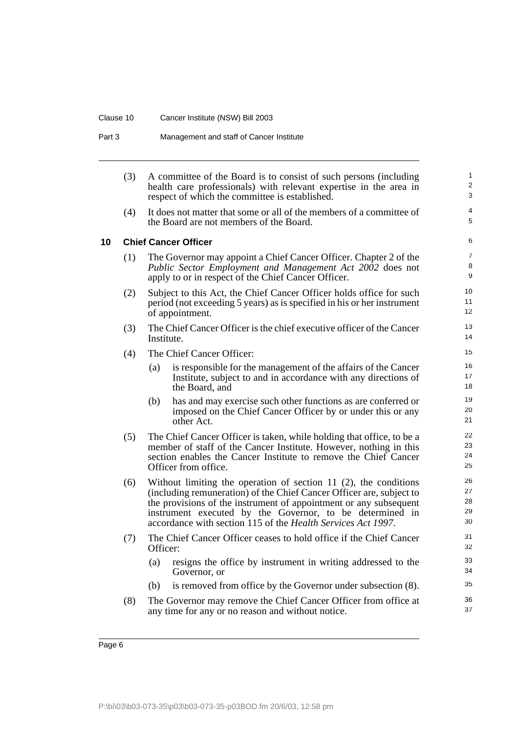(3) A committee of the Board is to consist of such persons (including health care professionals) with relevant expertise in the area in respect of which the committee is established.

(4) It does not matter that some or all of the members of a committee of the Board are not members of the Board.

### 10 Chief Cancer Officer

(1) The Governor may appoint a Chief Cancer Officer. Chapter 2 of the *Public Sector Employment and Management Act 2002* does not apply to or in respect of the Chief Cancer Officer.

(2) Subject to this Act, the Chief Cancer Officer holds office for such period (not exceeding 5 years) as is specified in his or her instrument of appointment.

(3) The Chief Cancer Officer is the chief executive officer of the Cancer Institute.

(4) The Chief Cancer Officer:

- (a) is responsible for the management of the affairs of the Cancer Institute, subject to and in accordance with any directions of the Board, and
- (b) has and may exercise such other functions as are conferred or imposed on the Chief Cancer Officer by or under this or any other Act.

(5) The Chief Cancer Officer is taken, while holding that office, to be a member of staff of the Cancer Institute. However, nothing in this section enables the Cancer Institute to remove the Chief Cancer Officer from office.

(6) Without limiting the operation of section 11 (2), the conditions (including remuneration) of the Chief Cancer Officer are, subject to the provisions of the instrument of appointment or any subsequent instrument executed by the Governor, to be determined in accordance with section 115 of the *Health Services Act 1997*.

(7) The Chief Cancer Officer ceases to hold office if the Chief Cancer Officer:

- (a) resigns the office by instrument in writing addressed to the Governor, or
- (b) is removed from office by the Governor under subsection (8).

(8) The Governor may remove the Chief Cancer Officer from office at any time for any or no reason and without notice.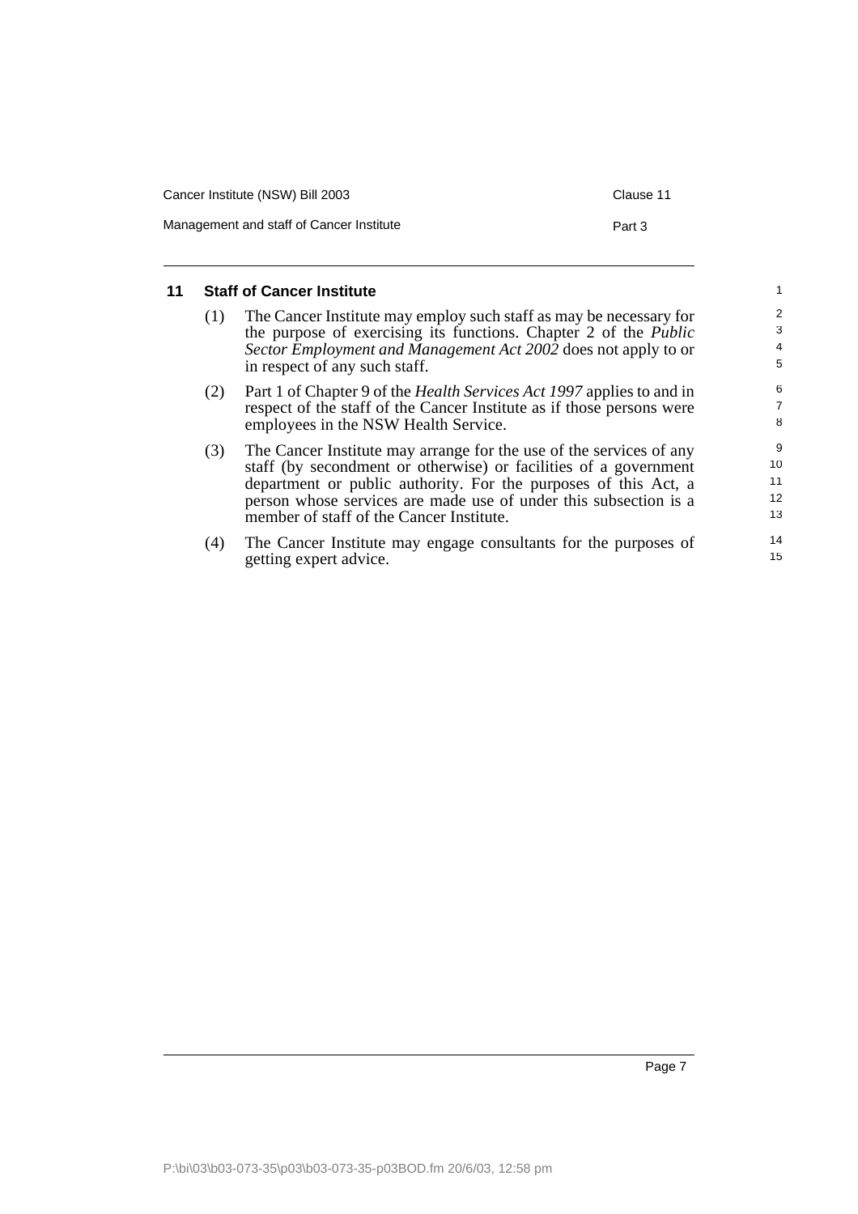## 11 Staff of Cancer Institute

(1) The Cancer Institute may employ such staff as may be necessary for the purpose of exercising its functions. Chapter 2 of the *Public Sector Employment and Management Act 2002* does not apply to or in respect of any such staff.

(2) Part 1 of Chapter 9 of the *Health Services Act 1997* applies to and in respect of the staff of the Cancer Institute as if those persons were employees in the NSW Health Service.

(3) The Cancer Institute may arrange for the use of the services of any staff (by secondment or otherwise) or facilities of a government department or public authority. For the purposes of this Act, a person whose services are made use of under this subsection is a member of staff of the Cancer Institute.

(4) The Cancer Institute may engage consultants for the purposes of getting expert advice.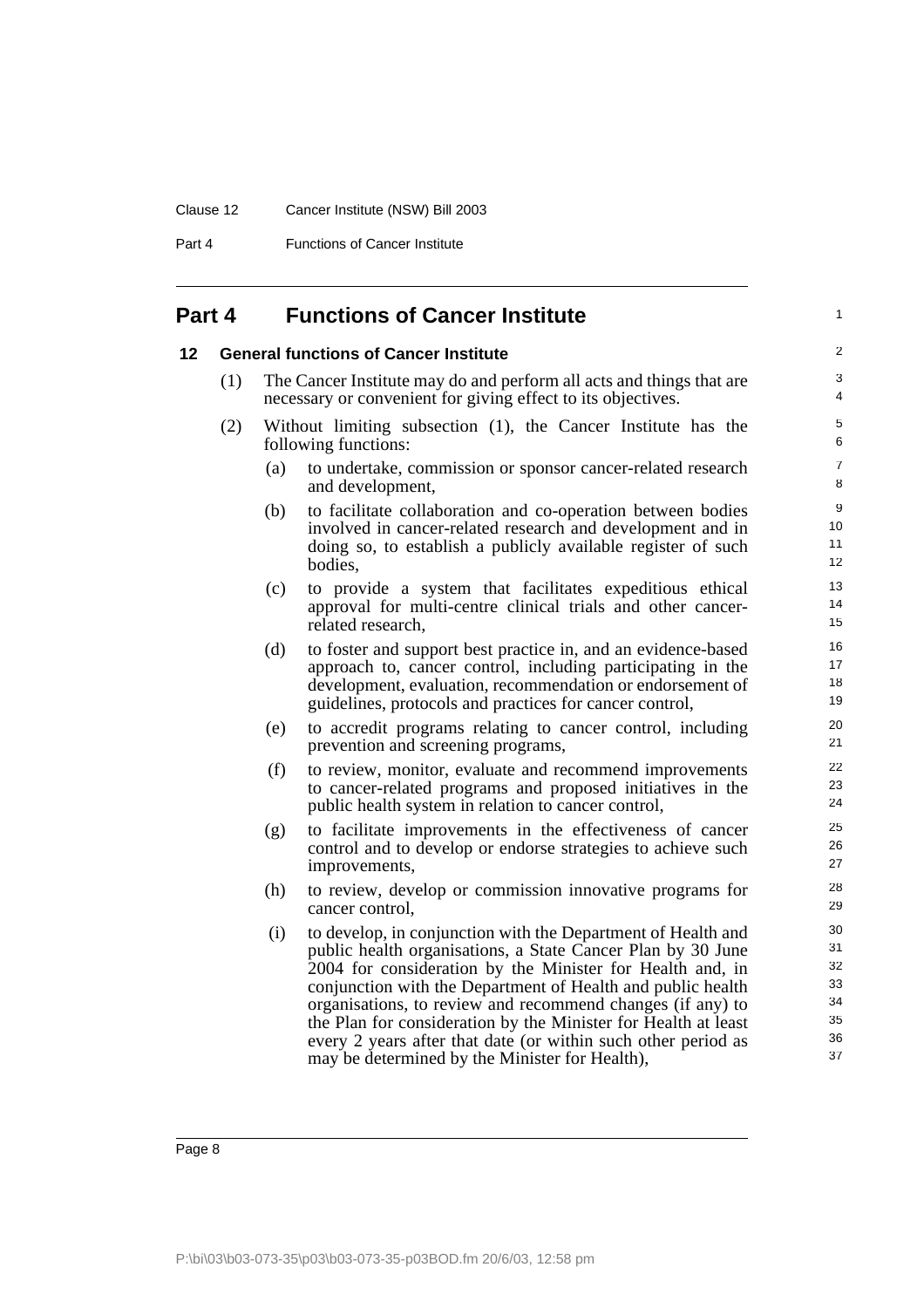## Part 4 Functions of Cancer Institute

### 12 General functions of Cancer Institute

(1) The Cancer Institute may do and perform all acts and things that are necessary or convenient for giving effect to its objectives.

(2) Without limiting subsection (1), the Cancer Institute has the following functions:

(a) to undertake, commission or sponsor cancer-related research and development,

(b) to facilitate collaboration and co-operation between bodies involved in cancer-related research and development and in doing so, to establish a publicly available register of such bodies,

(c) to provide a system that facilitates expeditious ethical approval for multi-centre clinical trials and other cancer-related research,

(d) to foster and support best practice in, and an evidence-based approach to, cancer control, including participating in the development, evaluation, recommendation or endorsement of guidelines, protocols and practices for cancer control,

(e) to accredit programs relating to cancer control, including prevention and screening programs,

(f) to review, monitor, evaluate and recommend improvements to cancer-related programs and proposed initiatives in the public health system in relation to cancer control,

(g) to facilitate improvements in the effectiveness of cancer control and to develop or endorse strategies to achieve such improvements,

(h) to review, develop or commission innovative programs for cancer control,

(i) to develop, in conjunction with the Department of Health and public health organisations, a State Cancer Plan by 30 June 2004 for consideration by the Minister for Health and, in conjunction with the Department of Health and public health organisations, to review and recommend changes (if any) to the Plan for consideration by the Minister for Health at least every 2 years after that date (or within such other period as may be determined by the Minister for Health),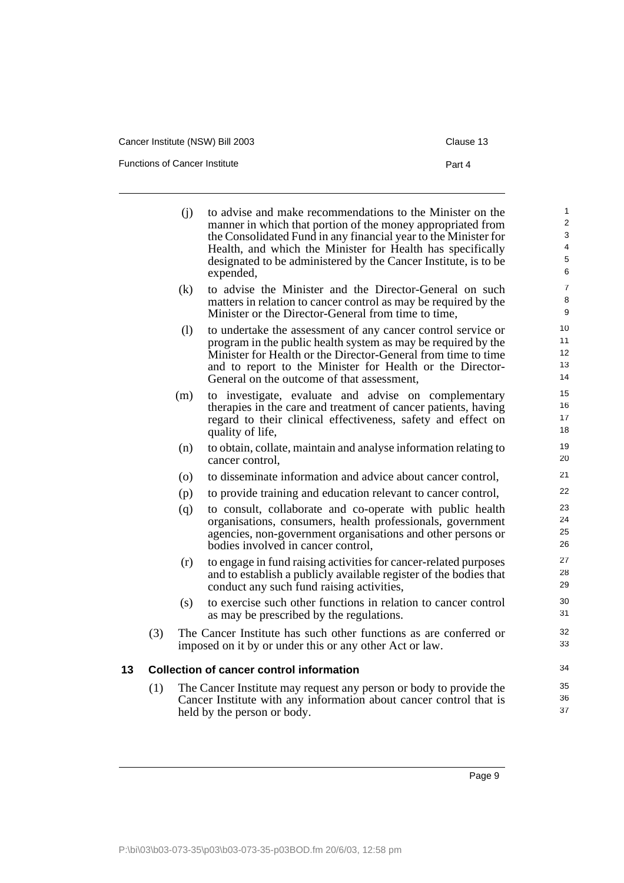(j) to advise and make recommendations to the Minister on the manner in which that portion of the money appropriated from the Consolidated Fund in any financial year to the Minister for Health, and which the Minister for Health has specifically designated to be administered by the Cancer Institute, is to be expended,

(k) to advise the Minister and the Director-General on such matters in relation to cancer control as may be required by the Minister or the Director-General from time to time,

(l) to undertake the assessment of any cancer control service or program in the public health system as may be required by the Minister for Health or the Director-General from time to time and to report to the Minister for Health or the Director-General on the outcome of that assessment,

(m) to investigate, evaluate and advise on complementary therapies in the care and treatment of cancer patients, having regard to their clinical effectiveness, safety and effect on quality of life,

(n) to obtain, collate, maintain and analyse information relating to cancer control,

(o) to disseminate information and advice about cancer control,

(p) to provide training and education relevant to cancer control,

(q) to consult, collaborate and co-operate with public health organisations, consumers, health professionals, government agencies, non-government organisations and other persons or bodies involved in cancer control,

(r) to engage in fund raising activities for cancer-related purposes and to establish a publicly available register of the bodies that conduct any such fund raising activities,

(s) to exercise such other functions in relation to cancer control as may be prescribed by the regulations.

(3) The Cancer Institute has such other functions as are conferred or imposed on it by or under this or any other Act or law.

## 13 Collection of cancer control information

(1) The Cancer Institute may request any person or body to provide the Cancer Institute with any information about cancer control that is held by the person or body.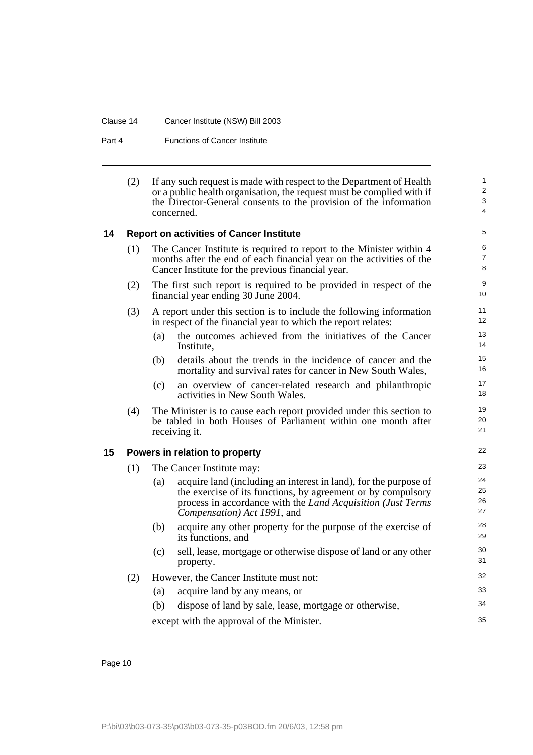(2) If any such request is made with respect to the Department of Health or a public health organisation, the request must be complied with if the Director-General consents to the provision of the information concerned.

### 14 Report on activities of Cancer Institute

(1) The Cancer Institute is required to report to the Minister within 4 months after the end of each financial year on the activities of the Cancer Institute for the previous financial year.

(2) The first such report is required to be provided in respect of the financial year ending 30 June 2004.

(3) A report under this section is to include the following information in respect of the financial year to which the report relates:

- (a) the outcomes achieved from the initiatives of the Cancer Institute,
- (b) details about the trends in the incidence of cancer and the mortality and survival rates for cancer in New South Wales,
- (c) an overview of cancer-related research and philanthropic activities in New South Wales.

(4) The Minister is to cause each report provided under this section to be tabled in both Houses of Parliament within one month after receiving it.

### 15 Powers in relation to property

(1) The Cancer Institute may:

- (a) acquire land (including an interest in land), for the purpose of the exercise of its functions, by agreement or by compulsory process in accordance with the *Land Acquisition (Just Terms Compensation) Act 1991*, and
- (b) acquire any other property for the purpose of the exercise of its functions, and
- (c) sell, lease, mortgage or otherwise dispose of land or any other property.

(2) However, the Cancer Institute must not:

- (a) acquire land by any means, or
- (b) dispose of land by sale, lease, mortgage or otherwise,

except with the approval of the Minister.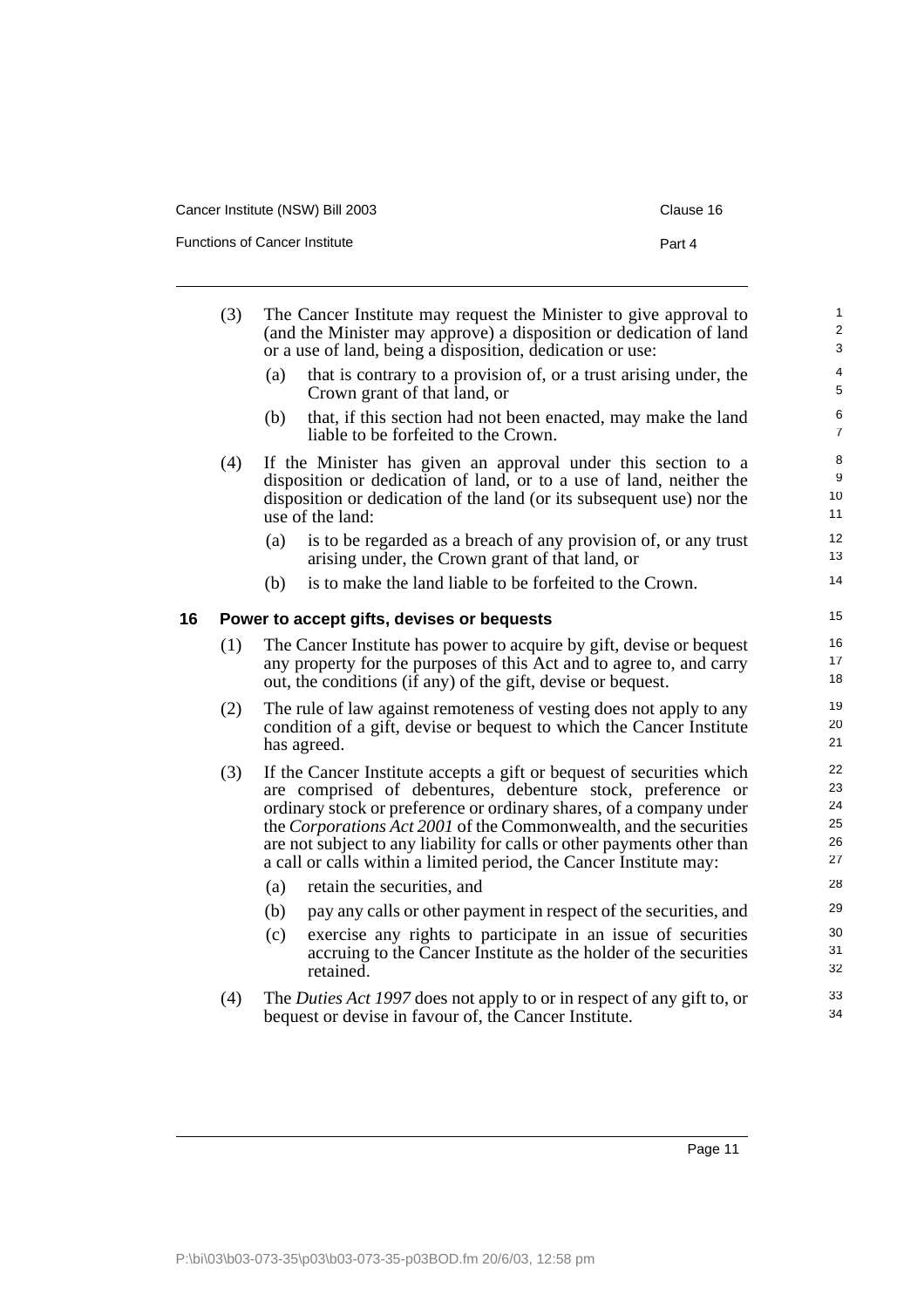(3) The Cancer Institute may request the Minister to give approval to (and the Minister may approve) a disposition or dedication of land or a use of land, being a disposition, dedication or use:

(a) that is contrary to a provision of, or a trust arising under, the Crown grant of that land, or

(b) that, if this section had not been enacted, may make the land liable to be forfeited to the Crown.

(4) If the Minister has given an approval under this section to a disposition or dedication of land, or to a use of land, neither the disposition or dedication of the land (or its subsequent use) nor the use of the land:

(a) is to be regarded as a breach of any provision of, or any trust arising under, the Crown grant of that land, or

(b) is to make the land liable to be forfeited to the Crown.

## 16 Power to accept gifts, devises or bequests

(1) The Cancer Institute has power to acquire by gift, devise or bequest any property for the purposes of this Act and to agree to, and carry out, the conditions (if any) of the gift, devise or bequest.

(2) The rule of law against remoteness of vesting does not apply to any condition of a gift, devise or bequest to which the Cancer Institute has agreed.

(3) If the Cancer Institute accepts a gift or bequest of securities which are comprised of debentures, debenture stock, preference or ordinary stock or preference or ordinary shares, of a company under the *Corporations Act 2001* of the Commonwealth, and the securities are not subject to any liability for calls or other payments other than a call or calls within a limited period, the Cancer Institute may:

(a) retain the securities, and

(b) pay any calls or other payment in respect of the securities, and

(c) exercise any rights to participate in an issue of securities accruing to the Cancer Institute as the holder of the securities retained.

(4) The *Duties Act 1997* does not apply to or in respect of any gift to, or bequest or devise in favour of, the Cancer Institute.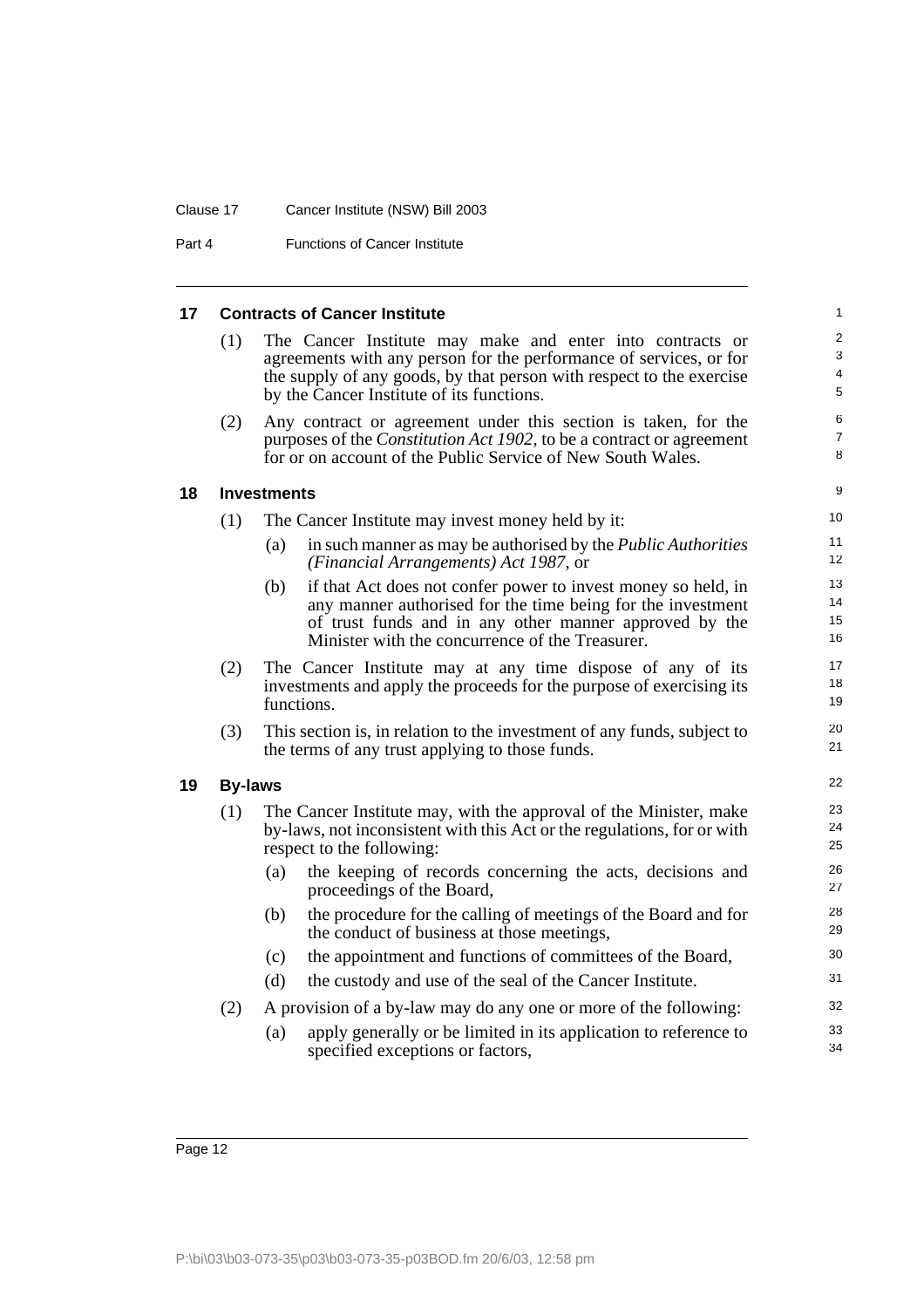## 17 Contracts of Cancer Institute

(1) The Cancer Institute may make and enter into contracts or agreements with any person for the performance of services, or for the supply of any goods, by that person with respect to the exercise by the Cancer Institute of its functions.

(2) Any contract or agreement under this section is taken, for the purposes of the *Constitution Act 1902*, to be a contract or agreement for or on account of the Public Service of New South Wales.

## 18 Investments

(1) The Cancer Institute may invest money held by it:

- (a) in such manner as may be authorised by the *Public Authorities (Financial Arrangements) Act 1987*, or
- (b) if that Act does not confer power to invest money so held, in any manner authorised for the time being for the investment of trust funds and in any other manner approved by the Minister with the concurrence of the Treasurer.

(2) The Cancer Institute may at any time dispose of any of its investments and apply the proceeds for the purpose of exercising its functions.

(3) This section is, in relation to the investment of any funds, subject to the terms of any trust applying to those funds.

## 19 By-laws

(1) The Cancer Institute may, with the approval of the Minister, make by-laws, not inconsistent with this Act or the regulations, for or with respect to the following:

- (a) the keeping of records concerning the acts, decisions and proceedings of the Board,
- (b) the procedure for the calling of meetings of the Board and for the conduct of business at those meetings,
- (c) the appointment and functions of committees of the Board,
- (d) the custody and use of the seal of the Cancer Institute.

(2) A provision of a by-law may do any one or more of the following:

- (a) apply generally or be limited in its application to reference to specified exceptions or factors,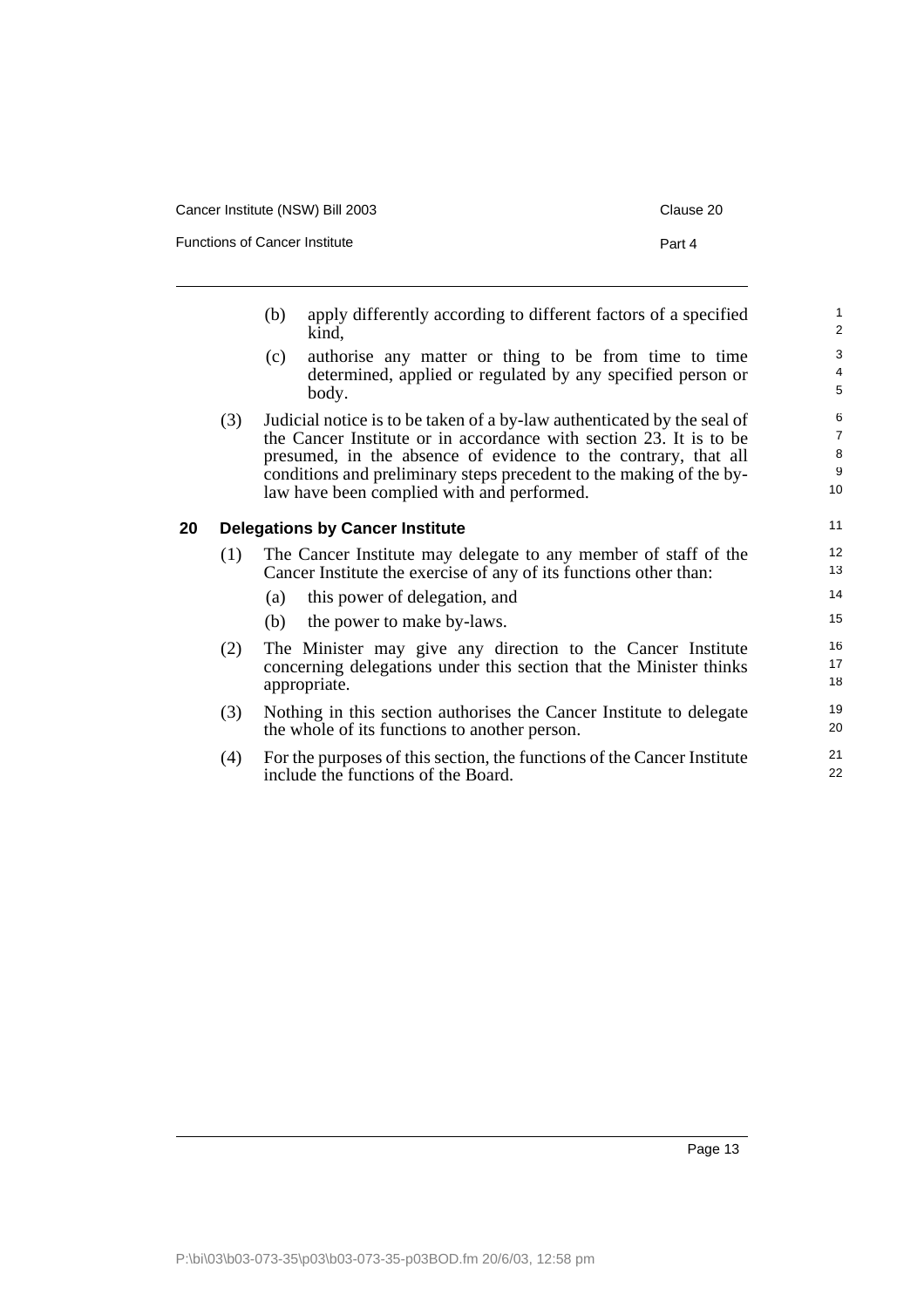(b) apply differently according to different factors of a specified kind,

(c) authorise any matter or thing to be from time to time determined, applied or regulated by any specified person or body.

(3) Judicial notice is to be taken of a by-law authenticated by the seal of the Cancer Institute or in accordance with section 23. It is to be presumed, in the absence of evidence to the contrary, that all conditions and preliminary steps precedent to the making of the by-law have been complied with and performed.

## 20 Delegations by Cancer Institute

(1) The Cancer Institute may delegate to any member of staff of the Cancer Institute the exercise of any of its functions other than:

(a) this power of delegation, and

(b) the power to make by-laws.

(2) The Minister may give any direction to the Cancer Institute concerning delegations under this section that the Minister thinks appropriate.

(3) Nothing in this section authorises the Cancer Institute to delegate the whole of its functions to another person.

(4) For the purposes of this section, the functions of the Cancer Institute include the functions of the Board.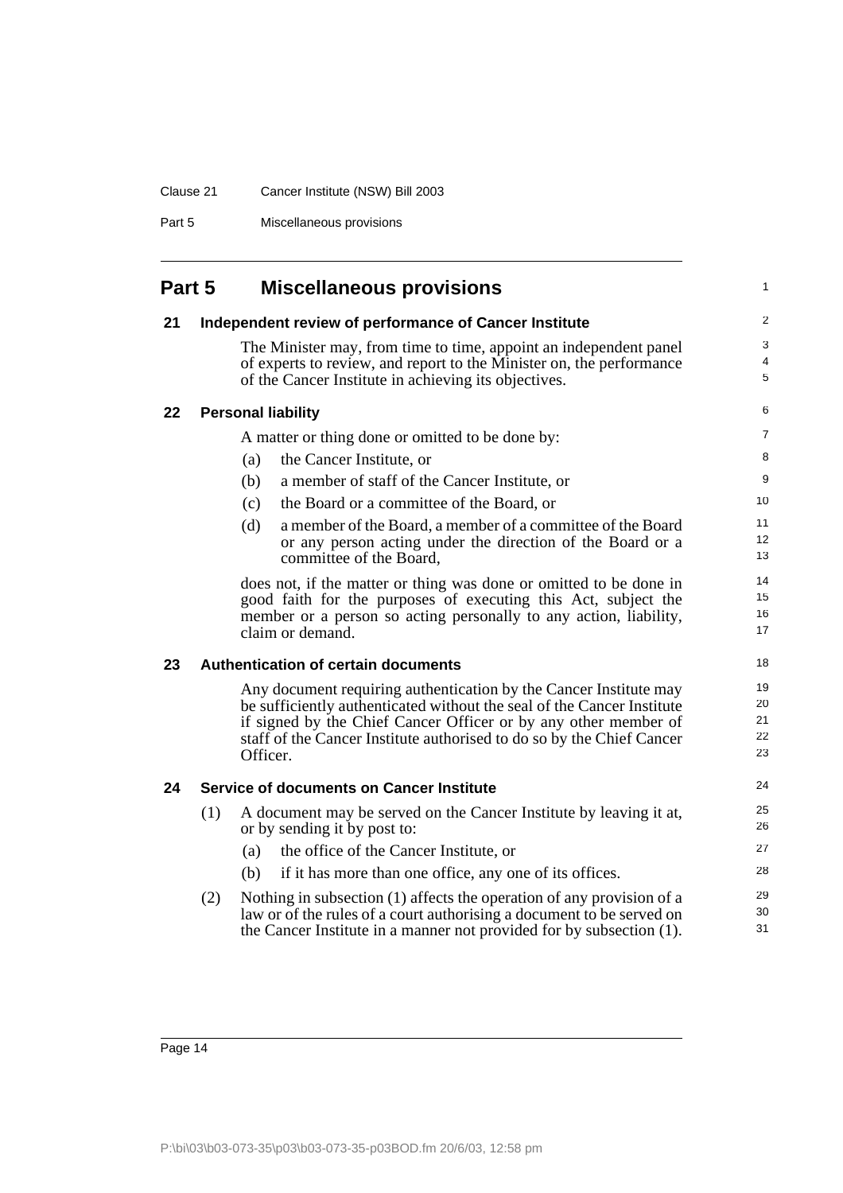## Part 5 Miscellaneous provisions

### 21 Independent review of performance of Cancer Institute

The Minister may, from time to time, appoint an independent panel of experts to review, and report to the Minister on, the performance of the Cancer Institute in achieving its objectives.

### 22 Personal liability

A matter or thing done or omitted to be done by:

(a) the Cancer Institute, or

(b) a member of staff of the Cancer Institute, or

(c) the Board or a committee of the Board, or

(d) a member of the Board, a member of a committee of the Board or any person acting under the direction of the Board or a committee of the Board,

does not, if the matter or thing was done or omitted to be done in good faith for the purposes of executing this Act, subject the member or a person so acting personally to any action, liability, claim or demand.

### 23 Authentication of certain documents

Any document requiring authentication by the Cancer Institute may be sufficiently authenticated without the seal of the Cancer Institute if signed by the Chief Cancer Officer or by any other member of staff of the Cancer Institute authorised to do so by the Chief Cancer Officer.

### 24 Service of documents on Cancer Institute

(1) A document may be served on the Cancer Institute by leaving it at, or by sending it by post to:

(a) the office of the Cancer Institute, or

(b) if it has more than one office, any one of its offices.

(2) Nothing in subsection (1) affects the operation of any provision of a law or of the rules of a court authorising a document to be served on the Cancer Institute in a manner not provided for by subsection (1).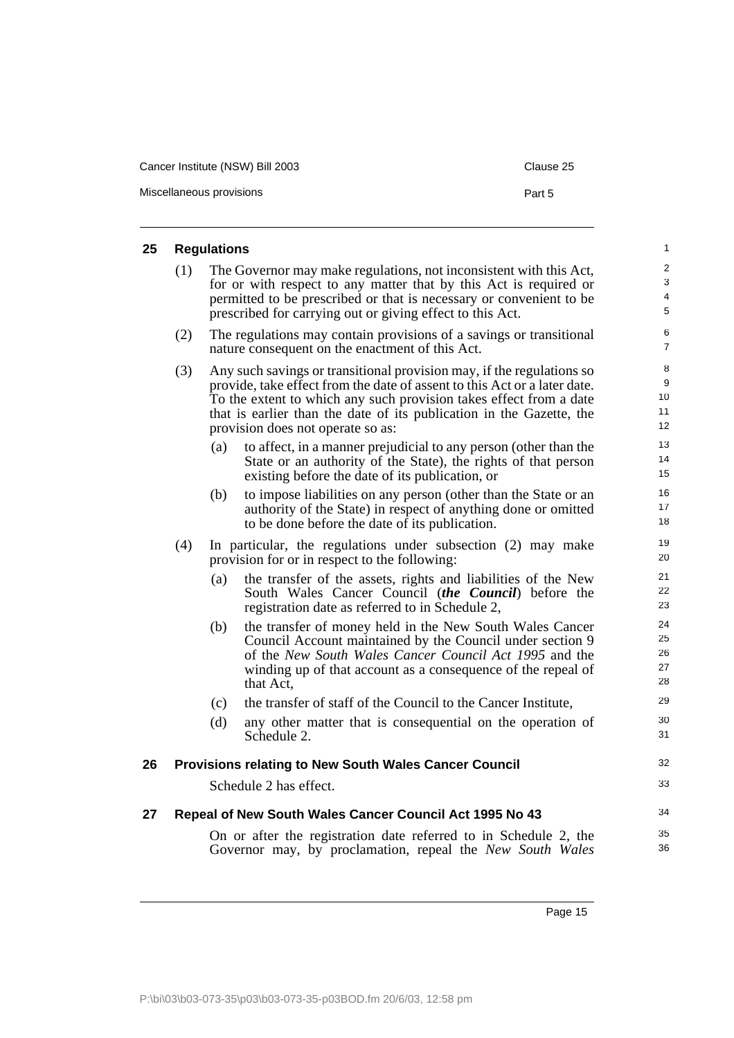## 25 Regulations

(1) The Governor may make regulations, not inconsistent with this Act, for or with respect to any matter that by this Act is required or permitted to be prescribed or that is necessary or convenient to be prescribed for carrying out or giving effect to this Act.

(2) The regulations may contain provisions of a savings or transitional nature consequent on the enactment of this Act.

(3) Any such savings or transitional provision may, if the regulations so provide, take effect from the date of assent to this Act or a later date. To the extent to which any such provision takes effect from a date that is earlier than the date of its publication in the Gazette, the provision does not operate so as:

- (a) to affect, in a manner prejudicial to any person (other than the State or an authority of the State), the rights of that person existing before the date of its publication, or
- (b) to impose liabilities on any person (other than the State or an authority of the State) in respect of anything done or omitted to be done before the date of its publication.

(4) In particular, the regulations under subsection (2) may make provision for or in respect to the following:

- (a) the transfer of the assets, rights and liabilities of the New South Wales Cancer Council (***the Council***) before the registration date as referred to in Schedule 2,
- (b) the transfer of money held in the New South Wales Cancer Council Account maintained by the Council under section 9 of the *New South Wales Cancer Council Act 1995* and the winding up of that account as a consequence of the repeal of that Act,
- (c) the transfer of staff of the Council to the Cancer Institute,
- (d) any other matter that is consequential on the operation of Schedule 2.

## 26 Provisions relating to New South Wales Cancer Council

Schedule 2 has effect.

## 27 Repeal of New South Wales Cancer Council Act 1995 No 43

On or after the registration date referred to in Schedule 2, the Governor may, by proclamation, repeal the *New South Wales*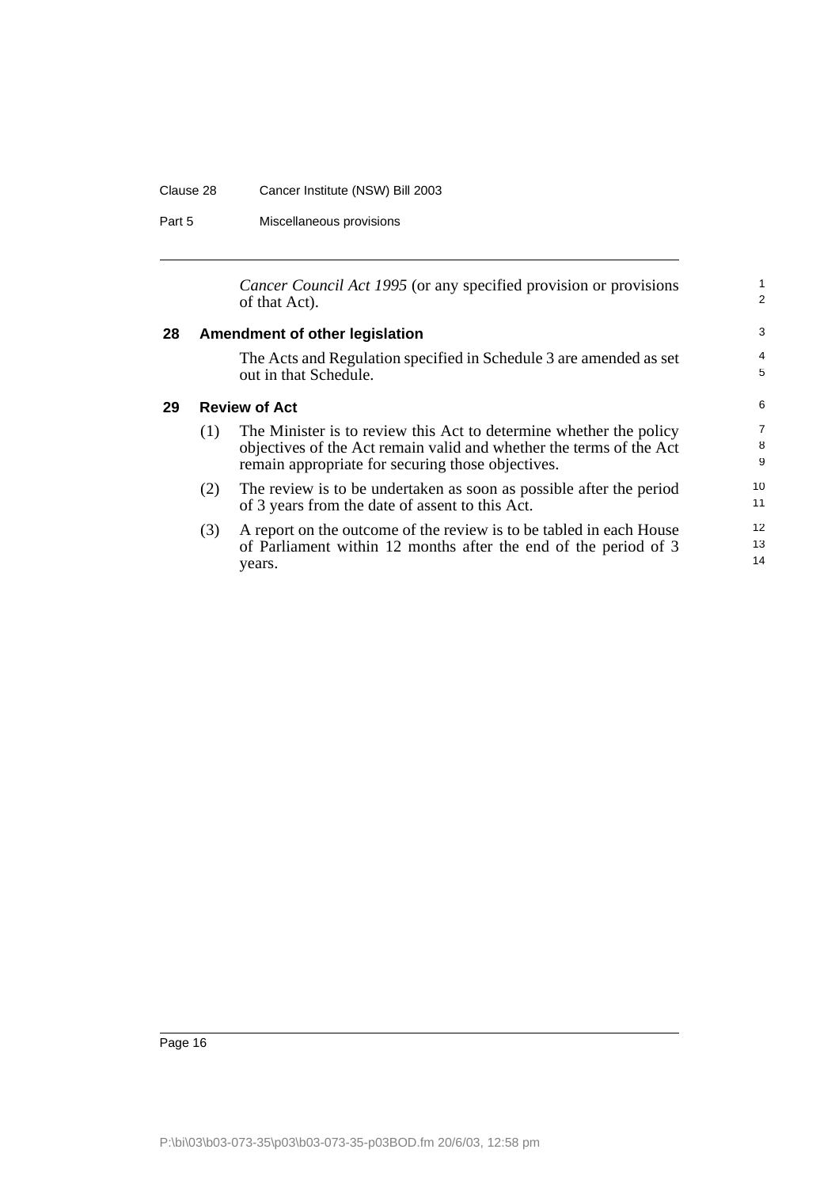*Cancer Council Act 1995* (or any specified provision or provisions of that Act).

### 28 Amendment of other legislation

The Acts and Regulation specified in Schedule 3 are amended as set out in that Schedule.

### 29 Review of Act

(1) The Minister is to review this Act to determine whether the policy objectives of the Act remain valid and whether the terms of the Act remain appropriate for securing those objectives.

(2) The review is to be undertaken as soon as possible after the period of 3 years from the date of assent to this Act.

(3) A report on the outcome of the review is to be tabled in each House of Parliament within 12 months after the end of the period of 3 years.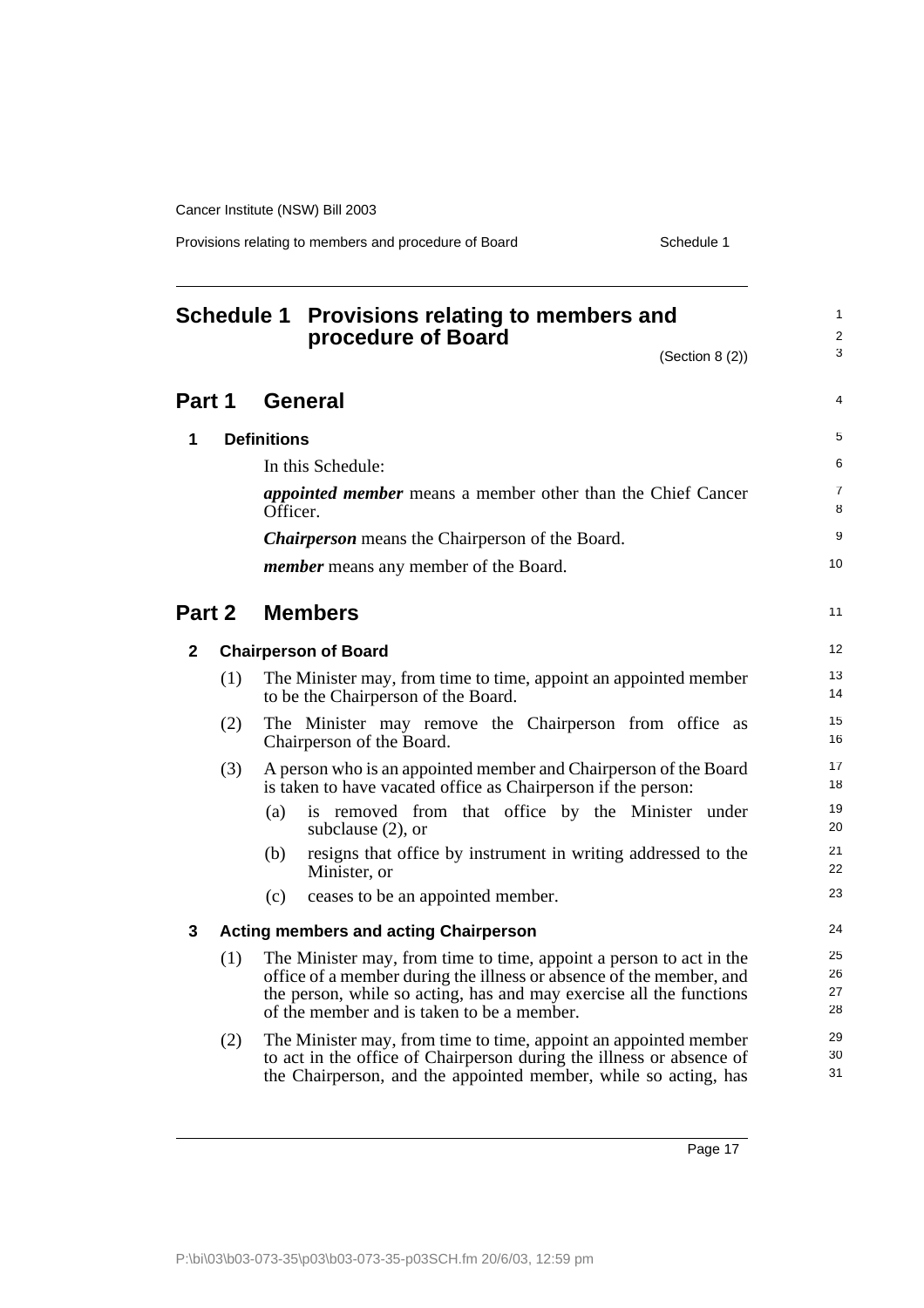# Schedule 1 Provisions relating to members and procedure of Board

(Section 8 (2))

## Part 1 General

### 1 Definitions

In this Schedule:

***appointed member*** means a member other than the Chief Cancer Officer.

***Chairperson*** means the Chairperson of the Board.

***member*** means any member of the Board.

## Part 2 Members

### 2 Chairperson of Board

(1) The Minister may, from time to time, appoint an appointed member to be the Chairperson of the Board.

(2) The Minister may remove the Chairperson from office as Chairperson of the Board.

(3) A person who is an appointed member and Chairperson of the Board is taken to have vacated office as Chairperson if the person:

- (a) is removed from that office by the Minister under subclause (2), or
- (b) resigns that office by instrument in writing addressed to the Minister, or
- (c) ceases to be an appointed member.

### 3 Acting members and acting Chairperson

(1) The Minister may, from time to time, appoint a person to act in the office of a member during the illness or absence of the member, and the person, while so acting, has and may exercise all the functions of the member and is taken to be a member.

(2) The Minister may, from time to time, appoint an appointed member to act in the office of Chairperson during the illness or absence of the Chairperson, and the appointed member, while so acting, has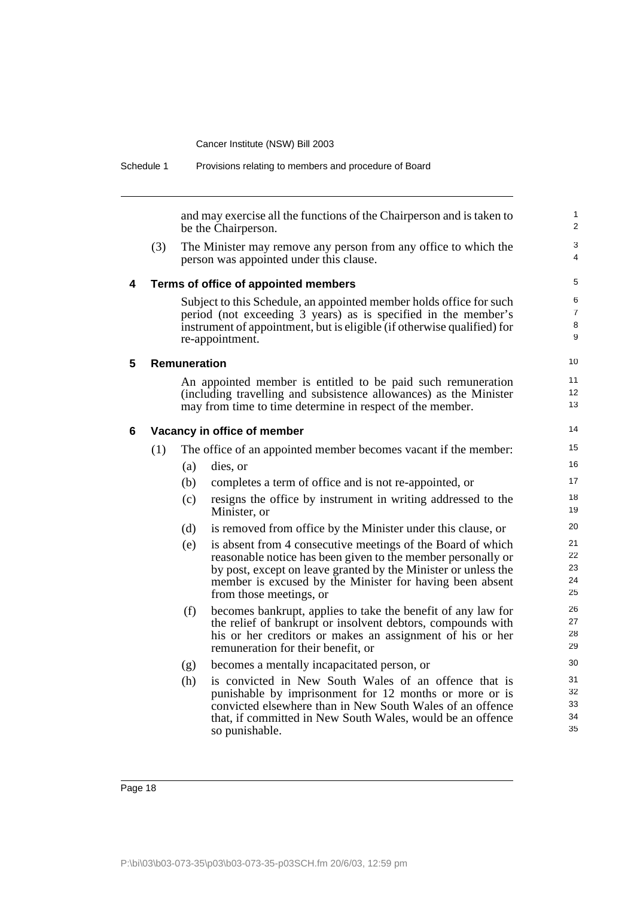and may exercise all the functions of the Chairperson and is taken to be the Chairperson.

(3) The Minister may remove any person from any office to which the person was appointed under this clause.

## 4 Terms of office of appointed members

Subject to this Schedule, an appointed member holds office for such period (not exceeding 3 years) as is specified in the member's instrument of appointment, but is eligible (if otherwise qualified) for re-appointment.

## 5 Remuneration

An appointed member is entitled to be paid such remuneration (including travelling and subsistence allowances) as the Minister may from time to time determine in respect of the member.

## 6 Vacancy in office of member

(1) The office of an appointed member becomes vacant if the member:

- (a) dies, or
- (b) completes a term of office and is not re-appointed, or
- (c) resigns the office by instrument in writing addressed to the Minister, or
- (d) is removed from office by the Minister under this clause, or
- (e) is absent from 4 consecutive meetings of the Board of which reasonable notice has been given to the member personally or by post, except on leave granted by the Minister or unless the member is excused by the Minister for having been absent from those meetings, or
- (f) becomes bankrupt, applies to take the benefit of any law for the relief of bankrupt or insolvent debtors, compounds with his or her creditors or makes an assignment of his or her remuneration for their benefit, or
- (g) becomes a mentally incapacitated person, or
- (h) is convicted in New South Wales of an offence that is punishable by imprisonment for 12 months or more or is convicted elsewhere than in New South Wales of an offence that, if committed in New South Wales, would be an offence so punishable.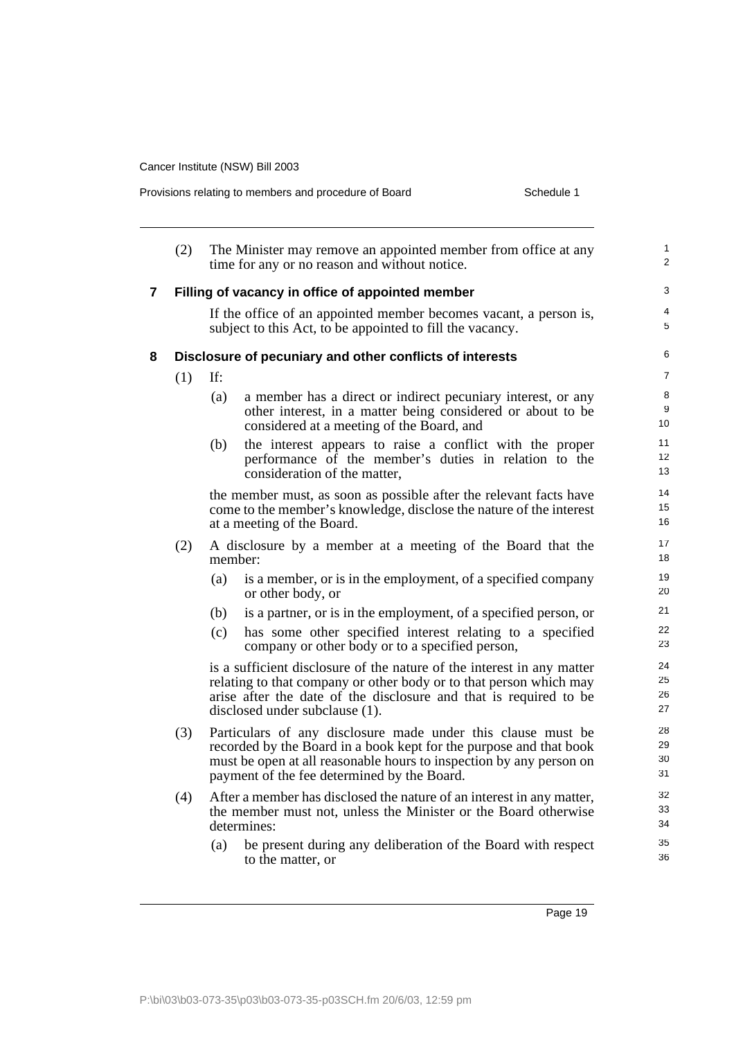(2) The Minister may remove an appointed member from office at any time for any or no reason and without notice.

## 7 Filling of vacancy in office of appointed member

If the office of an appointed member becomes vacant, a person is, subject to this Act, to be appointed to fill the vacancy.

## 8 Disclosure of pecuniary and other conflicts of interests

(1) If:

- (a) a member has a direct or indirect pecuniary interest, or any other interest, in a matter being considered or about to be considered at a meeting of the Board, and
- (b) the interest appears to raise a conflict with the proper performance of the member's duties in relation to the consideration of the matter,

the member must, as soon as possible after the relevant facts have come to the member's knowledge, disclose the nature of the interest at a meeting of the Board.

(2) A disclosure by a member at a meeting of the Board that the member:

- (a) is a member, or is in the employment, of a specified company or other body, or
- (b) is a partner, or is in the employment, of a specified person, or
- (c) has some other specified interest relating to a specified company or other body or to a specified person,

is a sufficient disclosure of the nature of the interest in any matter relating to that company or other body or to that person which may arise after the date of the disclosure and that is required to be disclosed under subclause (1).

(3) Particulars of any disclosure made under this clause must be recorded by the Board in a book kept for the purpose and that book must be open at all reasonable hours to inspection by any person on payment of the fee determined by the Board.

(4) After a member has disclosed the nature of an interest in any matter, the member must not, unless the Minister or the Board otherwise determines:

- (a) be present during any deliberation of the Board with respect to the matter, or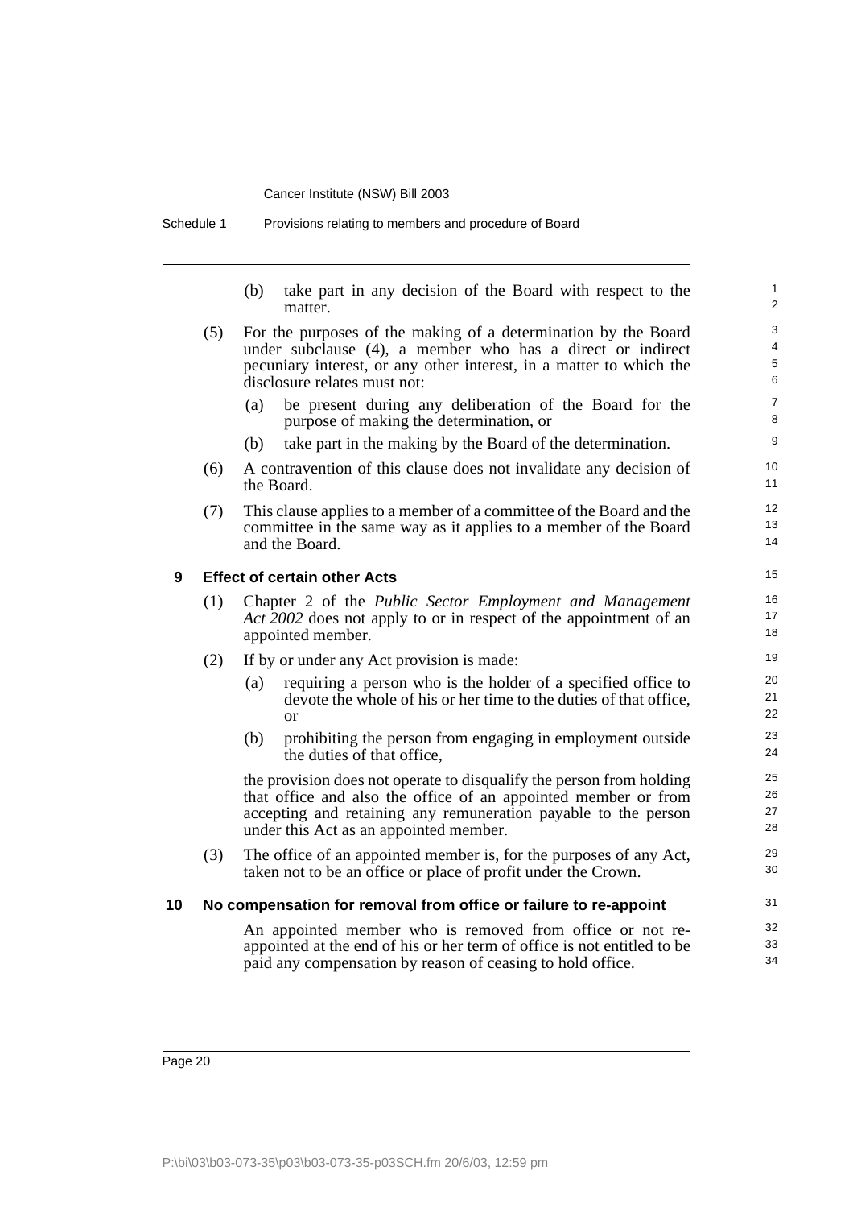(b) take part in any decision of the Board with respect to the matter.

(5) For the purposes of the making of a determination by the Board under subclause (4), a member who has a direct or indirect pecuniary interest, or any other interest, in a matter to which the disclosure relates must not:

(a) be present during any deliberation of the Board for the purpose of making the determination, or

(b) take part in the making by the Board of the determination.

(6) A contravention of this clause does not invalidate any decision of the Board.

(7) This clause applies to a member of a committee of the Board and the committee in the same way as it applies to a member of the Board and the Board.

## 9 Effect of certain other Acts

(1) Chapter 2 of the *Public Sector Employment and Management Act 2002* does not apply to or in respect of the appointment of an appointed member.

(2) If by or under any Act provision is made:

(a) requiring a person who is the holder of a specified office to devote the whole of his or her time to the duties of that office, or

(b) prohibiting the person from engaging in employment outside the duties of that office,

the provision does not operate to disqualify the person from holding that office and also the office of an appointed member or from accepting and retaining any remuneration payable to the person under this Act as an appointed member.

(3) The office of an appointed member is, for the purposes of any Act, taken not to be an office or place of profit under the Crown.

## 10 No compensation for removal from office or failure to re-appoint

An appointed member who is removed from office or not re-appointed at the end of his or her term of office is not entitled to be paid any compensation by reason of ceasing to hold office.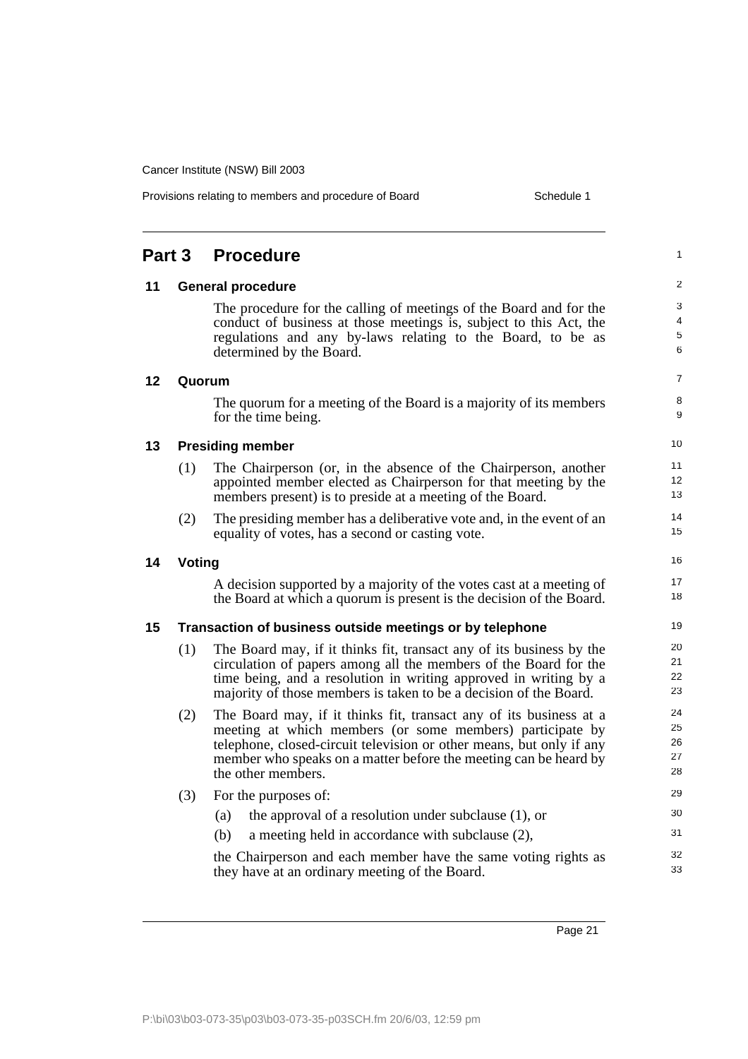## Part 3 Procedure

### 11 General procedure

The procedure for the calling of meetings of the Board and for the conduct of business at those meetings is, subject to this Act, the regulations and any by-laws relating to the Board, to be as determined by the Board.

### 12 Quorum

The quorum for a meeting of the Board is a majority of its members for the time being.

### 13 Presiding member

(1) The Chairperson (or, in the absence of the Chairperson, another appointed member elected as Chairperson for that meeting by the members present) is to preside at a meeting of the Board.

(2) The presiding member has a deliberative vote and, in the event of an equality of votes, has a second or casting vote.

### 14 Voting

A decision supported by a majority of the votes cast at a meeting of the Board at which a quorum is present is the decision of the Board.

### 15 Transaction of business outside meetings or by telephone

(1) The Board may, if it thinks fit, transact any of its business by the circulation of papers among all the members of the Board for the time being, and a resolution in writing approved in writing by a majority of those members is taken to be a decision of the Board.

(2) The Board may, if it thinks fit, transact any of its business at a meeting at which members (or some members) participate by telephone, closed-circuit television or other means, but only if any member who speaks on a matter before the meeting can be heard by the other members.

(3) For the purposes of:

(a) the approval of a resolution under subclause (1), or

(b) a meeting held in accordance with subclause (2),

the Chairperson and each member have the same voting rights as they have at an ordinary meeting of the Board.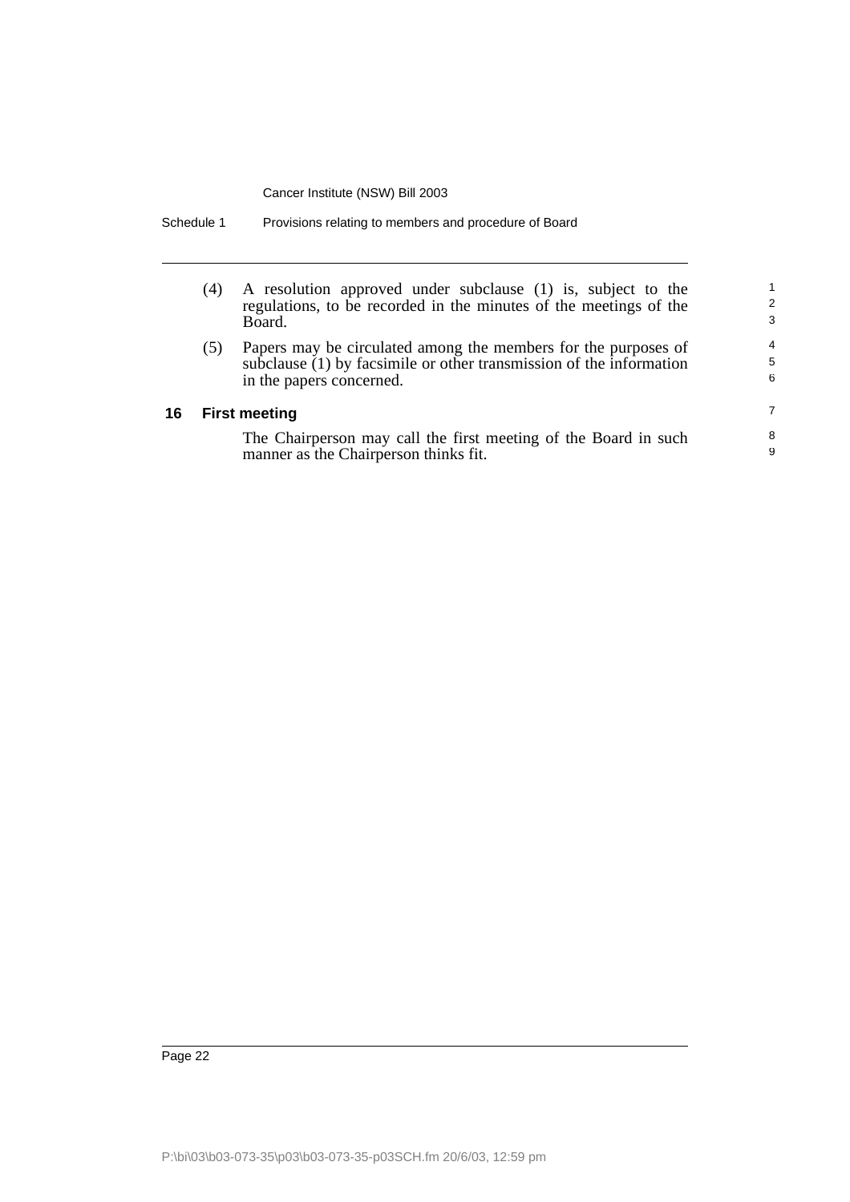(4) A resolution approved under subclause (1) is, subject to the regulations, to be recorded in the minutes of the meetings of the Board.

(5) Papers may be circulated among the members for the purposes of subclause (1) by facsimile or other transmission of the information in the papers concerned.

### 16 First meeting

The Chairperson may call the first meeting of the Board in such manner as the Chairperson thinks fit.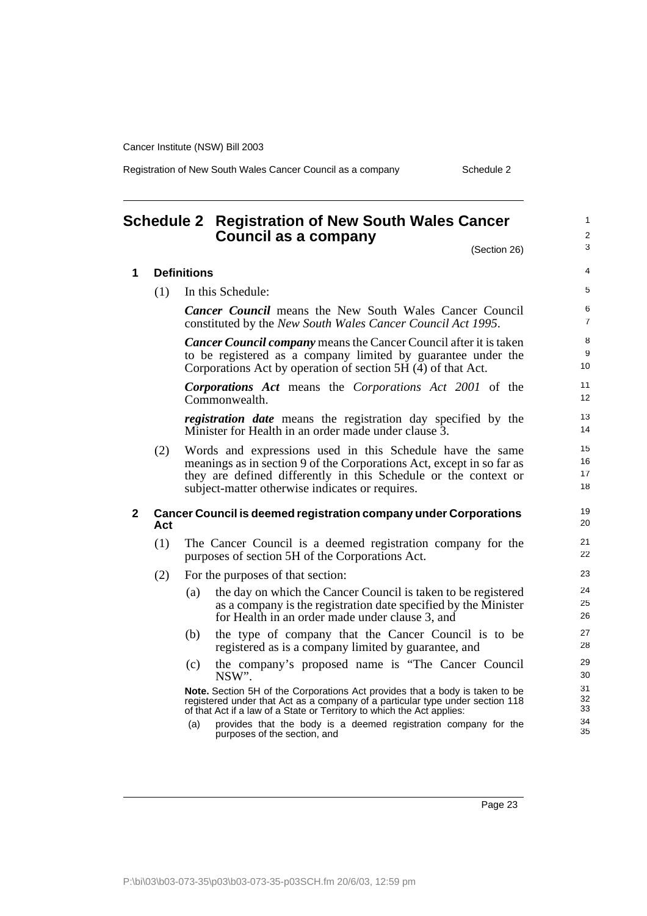# Schedule 2 Registration of New South Wales Cancer Council as a company

(Section 26)

## 1 Definitions

(1) In this Schedule:

***Cancer Council*** means the New South Wales Cancer Council constituted by the *New South Wales Cancer Council Act 1995*.

***Cancer Council company*** means the Cancer Council after it is taken to be registered as a company limited by guarantee under the Corporations Act by operation of section 5H (4) of that Act.

***Corporations Act*** means the *Corporations Act 2001* of the Commonwealth.

***registration date*** means the registration day specified by the Minister for Health in an order made under clause 3.

(2) Words and expressions used in this Schedule have the same meanings as in section 9 of the Corporations Act, except in so far as they are defined differently in this Schedule or the context or subject-matter otherwise indicates or requires.

## 2 Cancer Council is deemed registration company under Corporations Act

(1) The Cancer Council is a deemed registration company for the purposes of section 5H of the Corporations Act.

(2) For the purposes of that section:

(a) the day on which the Cancer Council is taken to be registered as a company is the registration date specified by the Minister for Health in an order made under clause 3, and

(b) the type of company that the Cancer Council is to be registered as is a company limited by guarantee, and

(c) the company's proposed name is "The Cancer Council NSW".

**Note.** Section 5H of the Corporations Act provides that a body is taken to be registered under that Act as a company of a particular type under section 118 of that Act if a law of a State or Territory to which the Act applies:

(a) provides that the body is a deemed registration company for the purposes of the section, and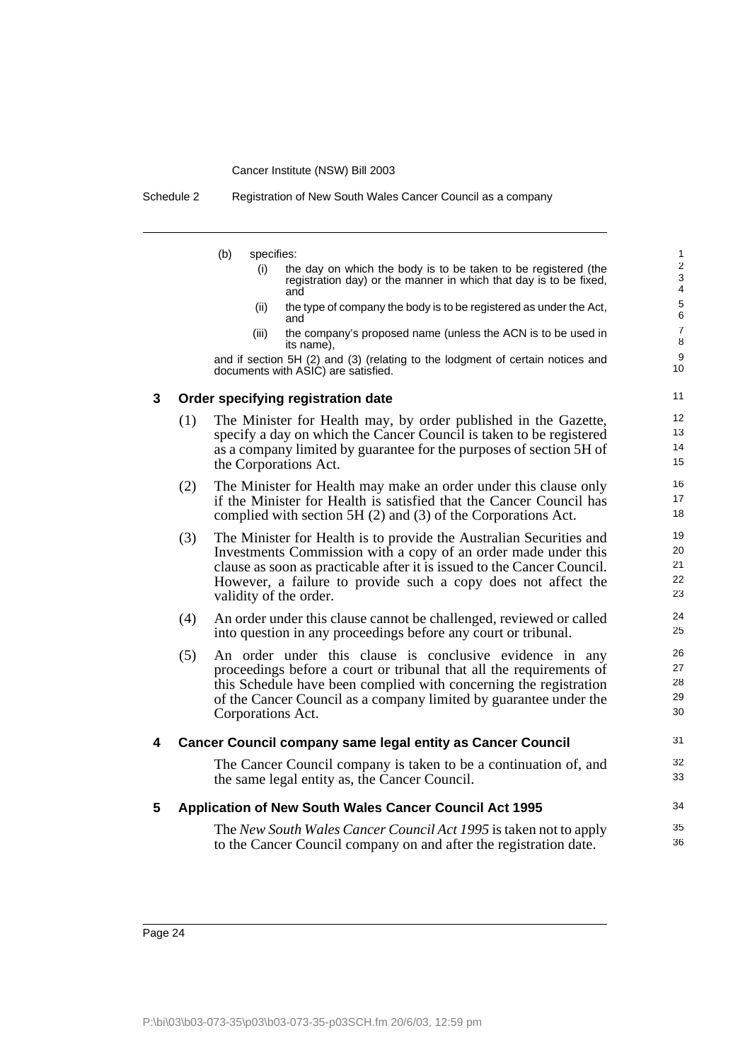(b) specifies:

(i) the day on which the body is to be taken to be registered (the registration day) or the manner in which that day is to be fixed, and

(ii) the type of company the body is to be registered as under the Act, and

(iii) the company's proposed name (unless the ACN is to be used in its name),

and if section 5H (2) and (3) (relating to the lodgment of certain notices and documents with ASIC) are satisfied.

### 3 Order specifying registration date

(1) The Minister for Health may, by order published in the Gazette, specify a day on which the Cancer Council is taken to be registered as a company limited by guarantee for the purposes of section 5H of the Corporations Act.

(2) The Minister for Health may make an order under this clause only if the Minister for Health is satisfied that the Cancer Council has complied with section 5H (2) and (3) of the Corporations Act.

(3) The Minister for Health is to provide the Australian Securities and Investments Commission with a copy of an order made under this clause as soon as practicable after it is issued to the Cancer Council. However, a failure to provide such a copy does not affect the validity of the order.

(4) An order under this clause cannot be challenged, reviewed or called into question in any proceedings before any court or tribunal.

(5) An order under this clause is conclusive evidence in any proceedings before a court or tribunal that all the requirements of this Schedule have been complied with concerning the registration of the Cancer Council as a company limited by guarantee under the Corporations Act.

### 4 Cancer Council company same legal entity as Cancer Council

The Cancer Council company is taken to be a continuation of, and the same legal entity as, the Cancer Council.

### 5 Application of New South Wales Cancer Council Act 1995

The *New South Wales Cancer Council Act 1995* is taken not to apply to the Cancer Council company on and after the registration date.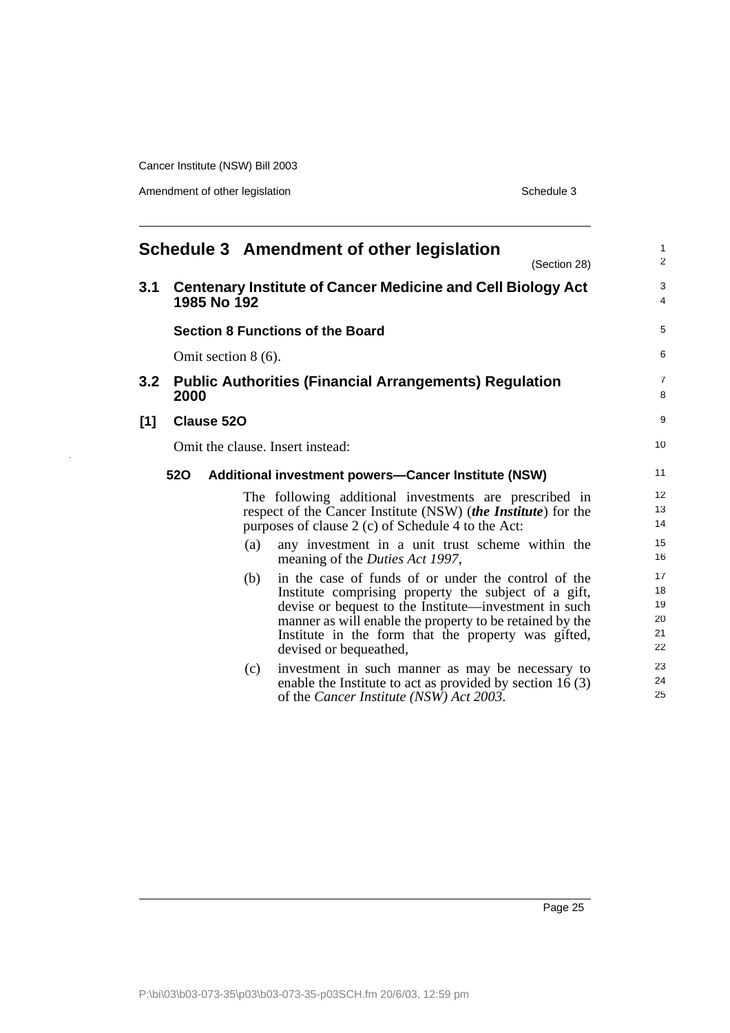# Schedule 3 Amendment of other legislation

(Section 28)

## 3.1 Centenary Institute of Cancer Medicine and Cell Biology Act 1985 No 192

### Section 8 Functions of the Board

Omit section 8 (6).

## 3.2 Public Authorities (Financial Arrangements) Regulation 2000

### [1] Clause 52O

Omit the clause. Insert instead:

**52O Additional investment powers—Cancer Institute (NSW)**

The following additional investments are prescribed in respect of the Cancer Institute (NSW) (***the Institute***) for the purposes of clause 2 (c) of Schedule 4 to the Act:

(a) any investment in a unit trust scheme within the meaning of the *Duties Act 1997*,

(b) in the case of funds of or under the control of the Institute comprising property the subject of a gift, devise or bequest to the Institute—investment in such manner as will enable the property to be retained by the Institute in the form that the property was gifted, devised or bequeathed,

(c) investment in such manner as may be necessary to enable the Institute to act as provided by section 16 (3) of the *Cancer Institute (NSW) Act 2003*.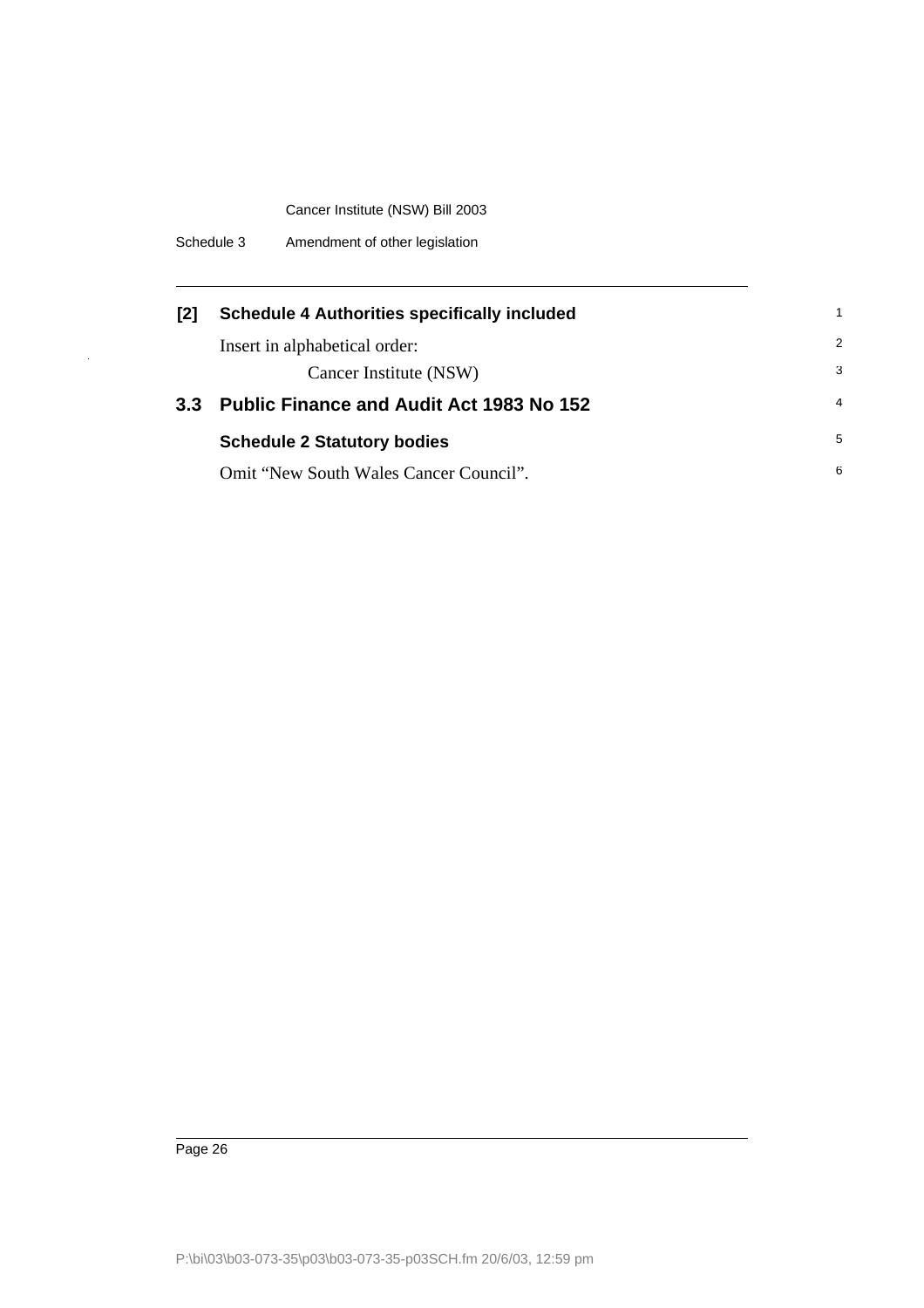**[2] Schedule 4 Authorities specifically included**

Insert in alphabetical order:

Cancer Institute (NSW)

## 3.3 Public Finance and Audit Act 1983 No 152

**Schedule 2 Statutory bodies**

Omit "New South Wales Cancer Council".